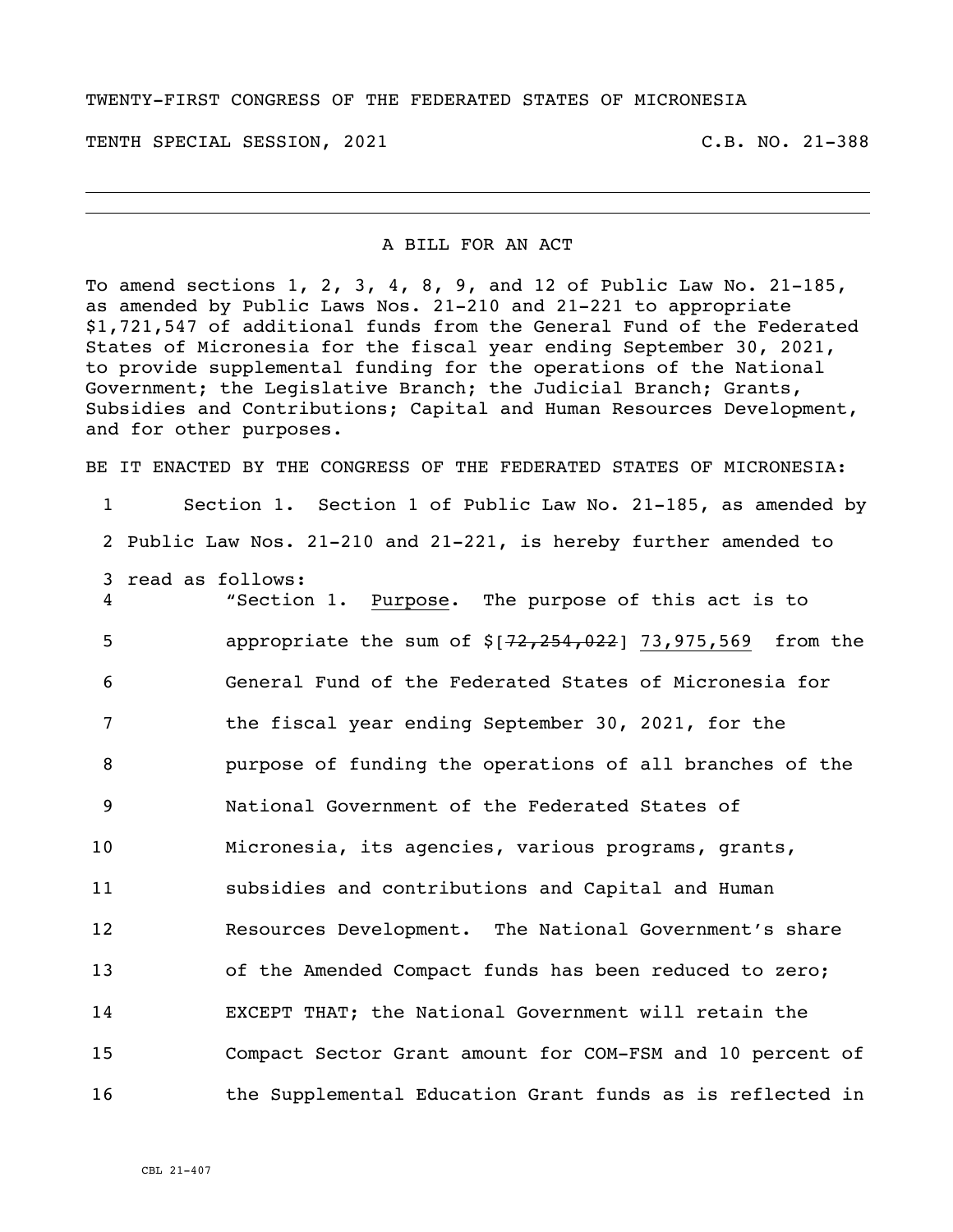TWENTY-FIRST CONGRESS OF THE FEDERATED STATES OF MICRONESIA

TENTH SPECIAL SESSION, 2021 C.B. NO. 21-388

---

A BILL FOR AN ACT

To amend sections 1, 2, 3, 4, 8, 9, and 12 of Public Law No. 21-185, as amended by Public Laws Nos. 21-210 and 21-221 to appropriate $1,721,547 of additional funds from the General Fund of the Federated States of Micronesia for the fiscal year ending September 30, 2021, to provide supplemental funding for the operations of the National Government; the Legislative Branch; the Judicial Branch; Grants, Subsidies and Contributions; Capital and Human Resources Development, and for other purposes.

BE IT ENACTED BY THE CONGRESS OF THE FEDERATED STATES OF MICRONESIA:

1 Section 1. Section 1 of Public Law No. 21-185, as amended by
2 Public Law Nos. 21-210 and 21-221, is hereby further amended to
3 read as follows:
4 "Section 1. Purpose. The purpose of this act is to
5 appropriate the sum of $[~~72,254,022~~] 73,975,569 from the
6 General Fund of the Federated States of Micronesia for
7 the fiscal year ending September 30, 2021, for the
8 purpose of funding the operations of all branches of the
9 National Government of the Federated States of
10 Micronesia, its agencies, various programs, grants,
11 subsidies and contributions and Capital and Human
12 Resources Development. The National Government's share
13 of the Amended Compact funds has been reduced to zero;
14 EXCEPT THAT; the National Government will retain the
15 Compact Sector Grant amount for COM-FSM and 10 percent of
16 the Supplemental Education Grant funds as is reflected in

CBL 21-407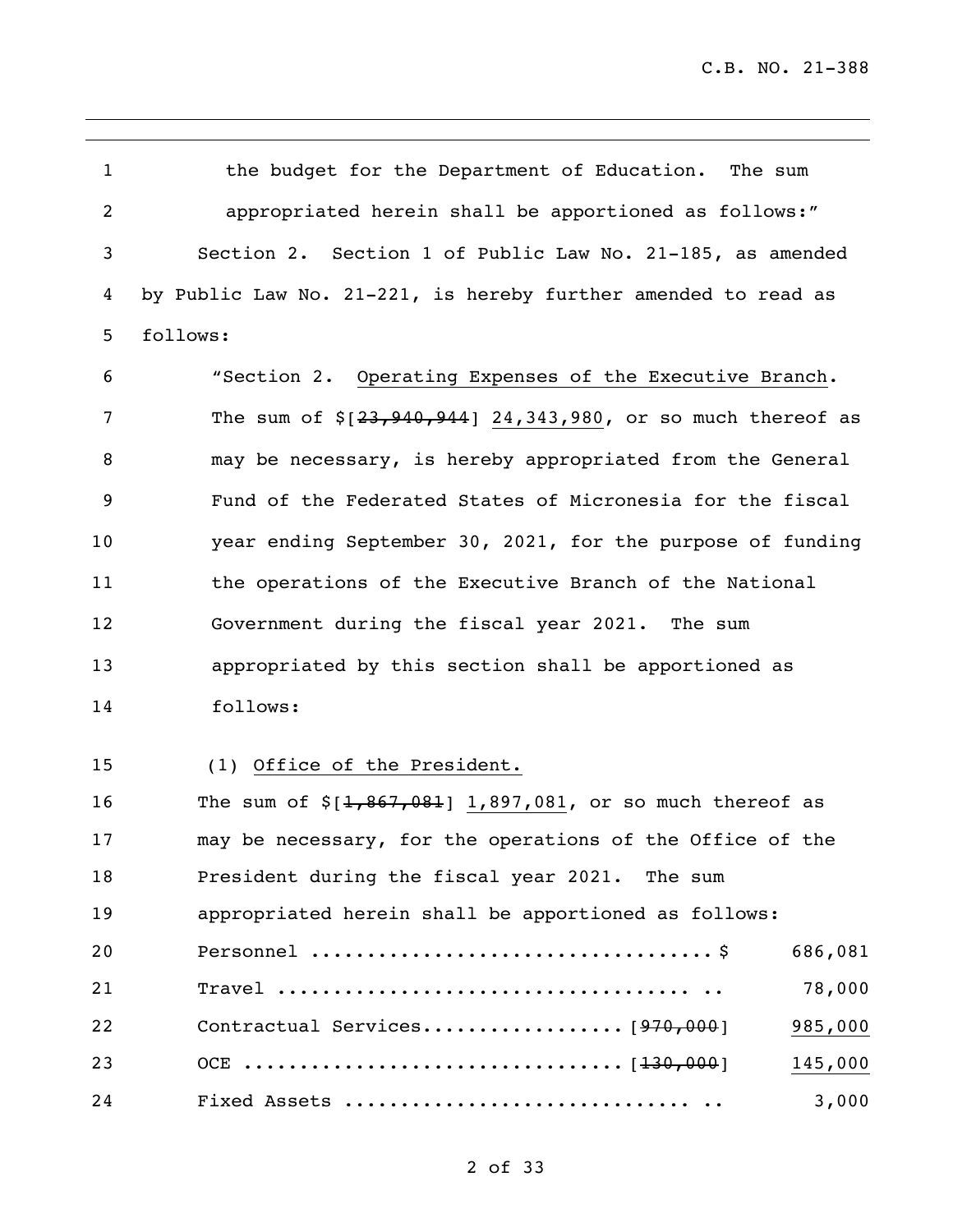the budget for the Department of Education. The sum appropriated herein shall be apportioned as follows:"

Section 2. Section 1 of Public Law No. 21-185, as amended by Public Law No. 21-221, is hereby further amended to read as follows:

"Section 2. Operating Expenses of the Executive Branch. The sum of $[~~23,940,944~~] 24,343,980, or so much thereof as may be necessary, is hereby appropriated from the General Fund of the Federated States of Micronesia for the fiscal year ending September 30, 2021, for the purpose of funding the operations of the Executive Branch of the National Government during the fiscal year 2021. The sum appropriated by this section shall be apportioned as follows:

(1) Office of the President.

The sum of $[~~1,867,081~~] 1,897,081, or so much thereof as may be necessary, for the operations of the Office of the President during the fiscal year 2021. The sum appropriated herein shall be apportioned as follows:

| Item | Previous | Amount |
|---|---|---|
| Personnel .................................... $ | | 686,081 |
| Travel .................................... .. | | 78,000 |
| Contractual Services.................. | [~~970,000~~] | 985,000 |
| OCE .................................. | [~~130,000~~] | 145,000 |
| Fixed Assets ............................. .. | | 3,000 |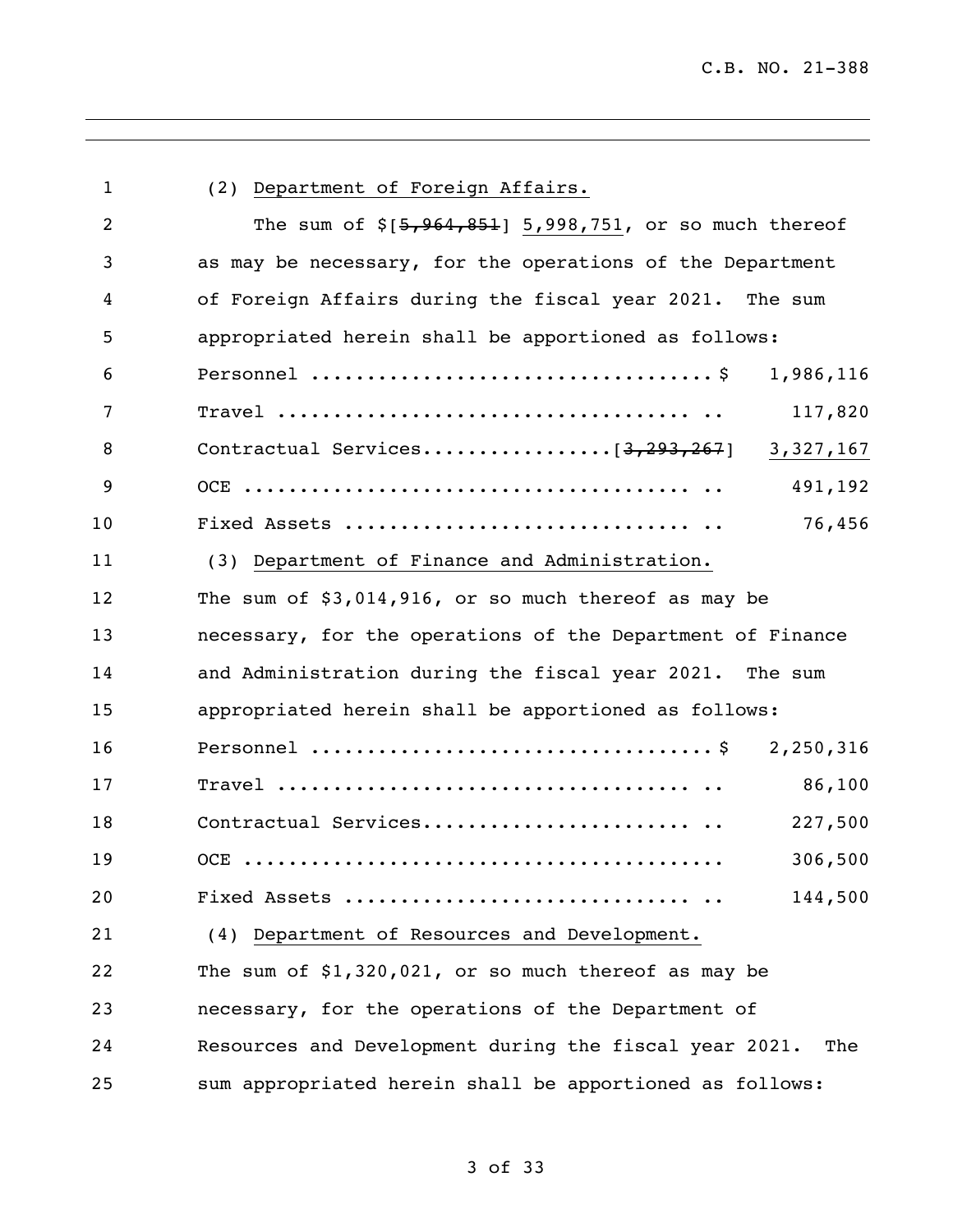(2) Department of Foreign Affairs.

The sum of $[~~5,964,851~~] 5,998,751, or so much thereof as may be necessary, for the operations of the Department of Foreign Affairs during the fiscal year 2021. The sum appropriated herein shall be apportioned as follows:

| | |
|---|---|
| Personnel ..................................$ | 1,986,116 |
| Travel .................................... .. | 117,820 |
| Contractual Services................[~~3,293,267~~] | 3,327,167 |
| OCE ....................................... .. | 491,192 |
| Fixed Assets .............................. .. | 76,456 |

(3) Department of Finance and Administration.

The sum of $3,014,916, or so much thereof as may be necessary, for the operations of the Department of Finance and Administration during the fiscal year 2021. The sum appropriated herein shall be apportioned as follows:

| | |
|---|---|
| Personnel ..................................$ | 2,250,316 |
| Travel .................................... .. | 86,100 |
| Contractual Services...................... .. | 227,500 |
| OCE ......................................... | 306,500 |
| Fixed Assets .............................. .. | 144,500 |

(4) Department of Resources and Development.

The sum of $1,320,021, or so much thereof as may be necessary, for the operations of the Department of Resources and Development during the fiscal year 2021. The sum appropriated herein shall be apportioned as follows: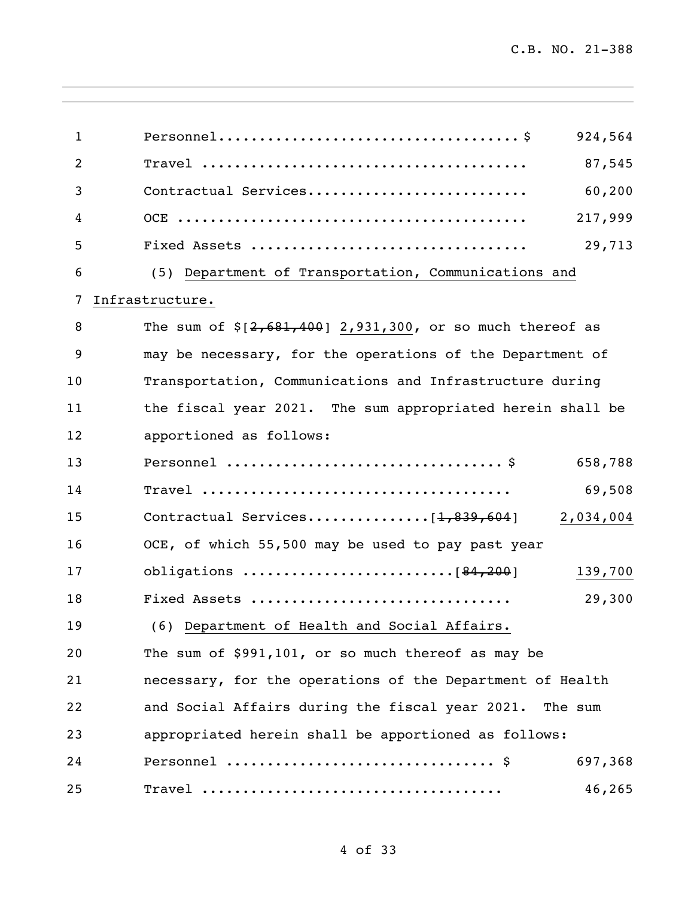Personnel.................................... $ 924,564

Travel ........................................ 87,545

Contractual Services.......................... 60,200

OCE ........................................... 217,999

Fixed Assets .................................. 29,713

(5) Department of Transportation, Communications and Infrastructure.

The sum of $[~~2,681,400~~] 2,931,300, or so much thereof as may be necessary, for the operations of the Department of Transportation, Communications and Infrastructure during the fiscal year 2021. The sum appropriated herein shall be apportioned as follows:

Personnel ................................. $ 658,788

Travel ..................................... 69,508

Contractual Services...............[~~1,839,604~~] 2,034,004

OCE, of which 55,500 may be used to pay past year obligations ........................[~~84,200~~] 139,700

Fixed Assets ............................... 29,300

(6) Department of Health and Social Affairs.

The sum of $991,101, or so much thereof as may be necessary, for the operations of the Department of Health and Social Affairs during the fiscal year 2021. The sum appropriated herein shall be apportioned as follows:

Personnel ................................ $ 697,368

Travel .................................... 46,265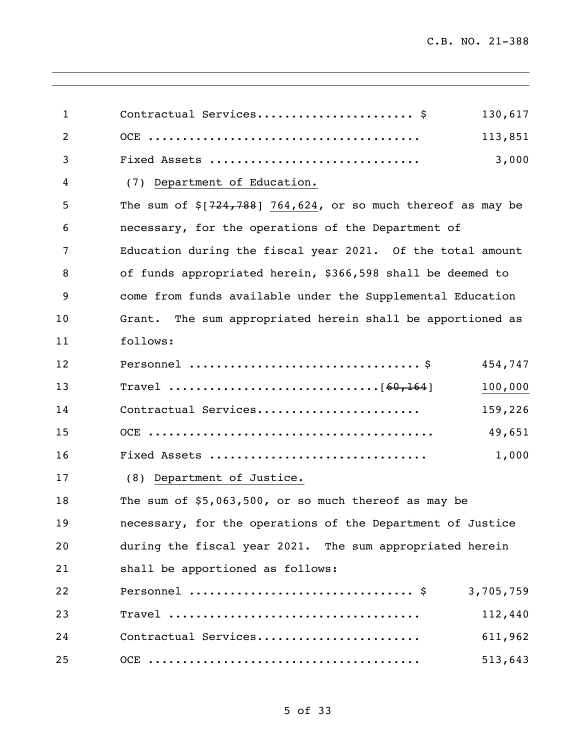| | |
|---|---|
| Contractual Services...................... $ | 130,617 |
| OCE ...................................... | 113,851 |
| Fixed Assets ............................. | 3,000 |

(7) Department of Education.

The sum of $[~~724,788~~] 764,624, or so much thereof as may be necessary, for the operations of the Department of Education during the fiscal year 2021. Of the total amount of funds appropriated herein, $366,598 shall be deemed to come from funds available under the Supplemental Education Grant. The sum appropriated herein shall be apportioned as follows:

| | |
|---|---|
| Personnel ................................ $ | 454,747 |
| Travel ............................[~~60,164~~] | 100,000 |
| Contractual Services....................... | 159,226 |
| OCE ........................................ | 49,651 |
| Fixed Assets .............................. | 1,000 |

(8) Department of Justice.

The sum of $5,063,500, or so much thereof as may be necessary, for the operations of the Department of Justice during the fiscal year 2021. The sum appropriated herein shall be apportioned as follows:

| | |
|---|---|
| Personnel ............................... $ | 3,705,759 |
| Travel .................................... | 112,440 |
| Contractual Services....................... | 611,962 |
| OCE ....................................... | 513,643 |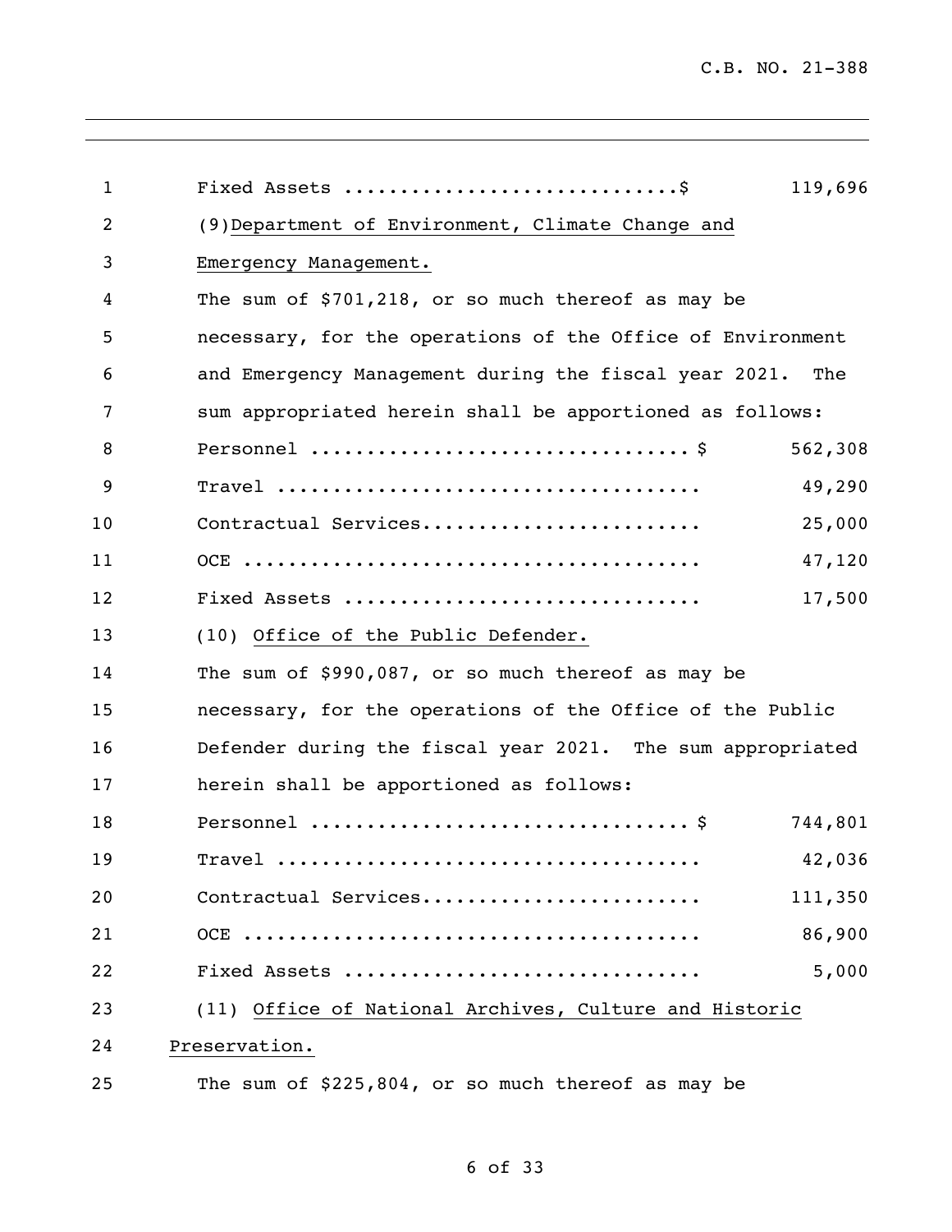Fixed Assets ............................$ 119,696

(9) Department of Environment, Climate Change and Emergency Management.

The sum of $701,218, or so much thereof as may be necessary, for the operations of the Office of Environment and Emergency Management during the fiscal year 2021. The sum appropriated herein shall be apportioned as follows:

| | |
|---|---:|
| Personnel ................................ $ | 562,308 |
| Travel .................................... | 49,290 |
| Contractual Services........................ | 25,000 |
| OCE ........................................ | 47,120 |
| Fixed Assets .............................. | 17,500 |

(10) Office of the Public Defender.

The sum of $990,087, or so much thereof as may be necessary, for the operations of the Office of the Public Defender during the fiscal year 2021. The sum appropriated herein shall be apportioned as follows:

| | |
|---|---:|
| Personnel ................................ $ | 744,801 |
| Travel .................................... | 42,036 |
| Contractual Services........................ | 111,350 |
| OCE ........................................ | 86,900 |
| Fixed Assets .............................. | 5,000 |

(11) Office of National Archives, Culture and Historic Preservation.

The sum of $225,804, or so much thereof as may be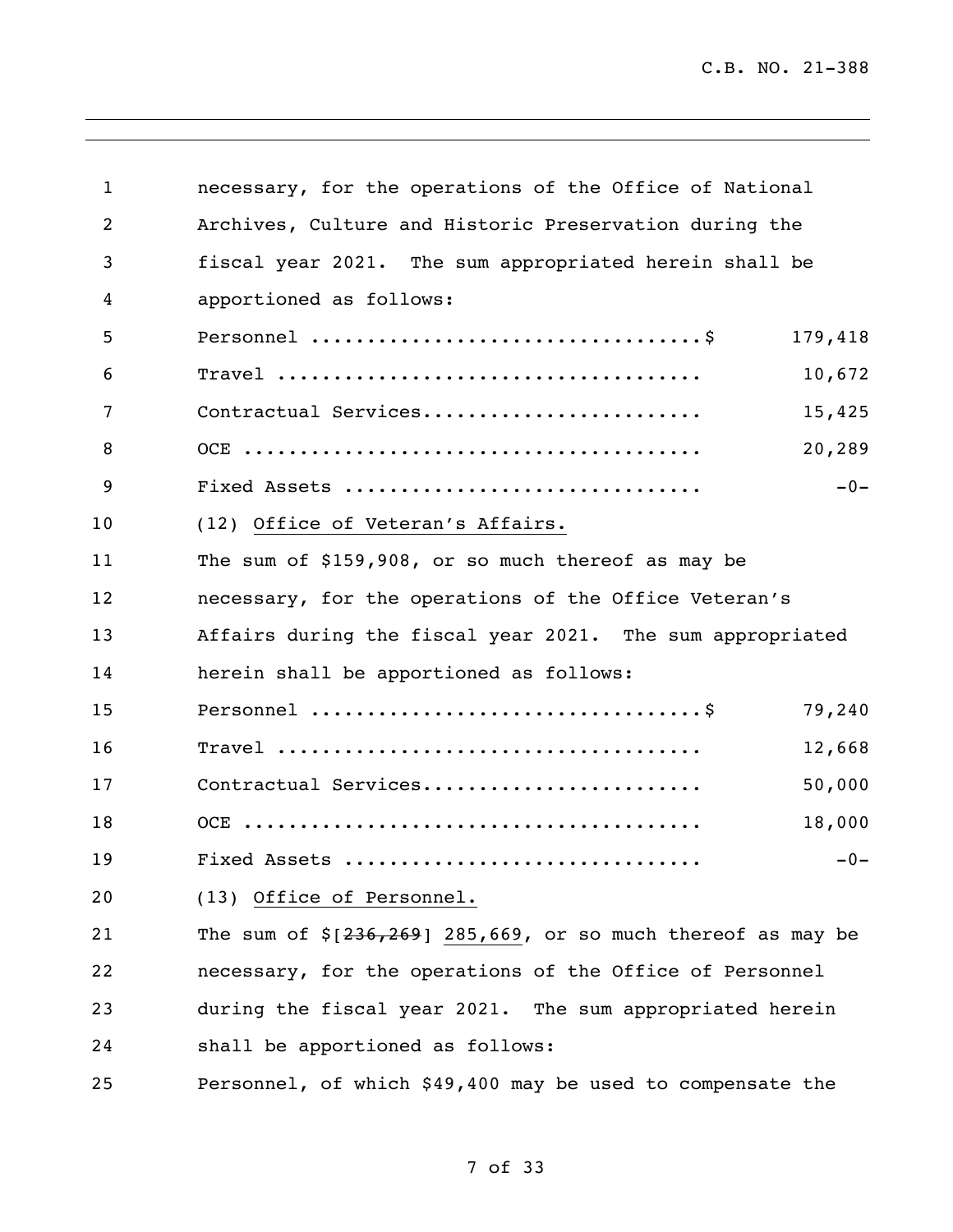necessary, for the operations of the Office of National Archives, Culture and Historic Preservation during the fiscal year 2021. The sum appropriated herein shall be apportioned as follows:

| | |
|---|---|
| Personnel ..................................$ | 179,418 |
| Travel .................................... | 10,672 |
| Contractual Services........................ | 15,425 |
| OCE ........................................ | 20,289 |
| Fixed Assets ............................... | -0- |

(12) Office of Veteran's Affairs.

The sum of $159,908, or so much thereof as may be necessary, for the operations of the Office Veteran's Affairs during the fiscal year 2021. The sum appropriated herein shall be apportioned as follows:

| | |
|---|---|
| Personnel ..................................$ | 79,240 |
| Travel .................................... | 12,668 |
| Contractual Services........................ | 50,000 |
| OCE ........................................ | 18,000 |
| Fixed Assets ............................... | -0- |

(13) Office of Personnel.

The sum of $[~~236,269~~] 285,669, or so much thereof as may be necessary, for the operations of the Office of Personnel during the fiscal year 2021. The sum appropriated herein shall be apportioned as follows:

Personnel, of which $49,400 may be used to compensate the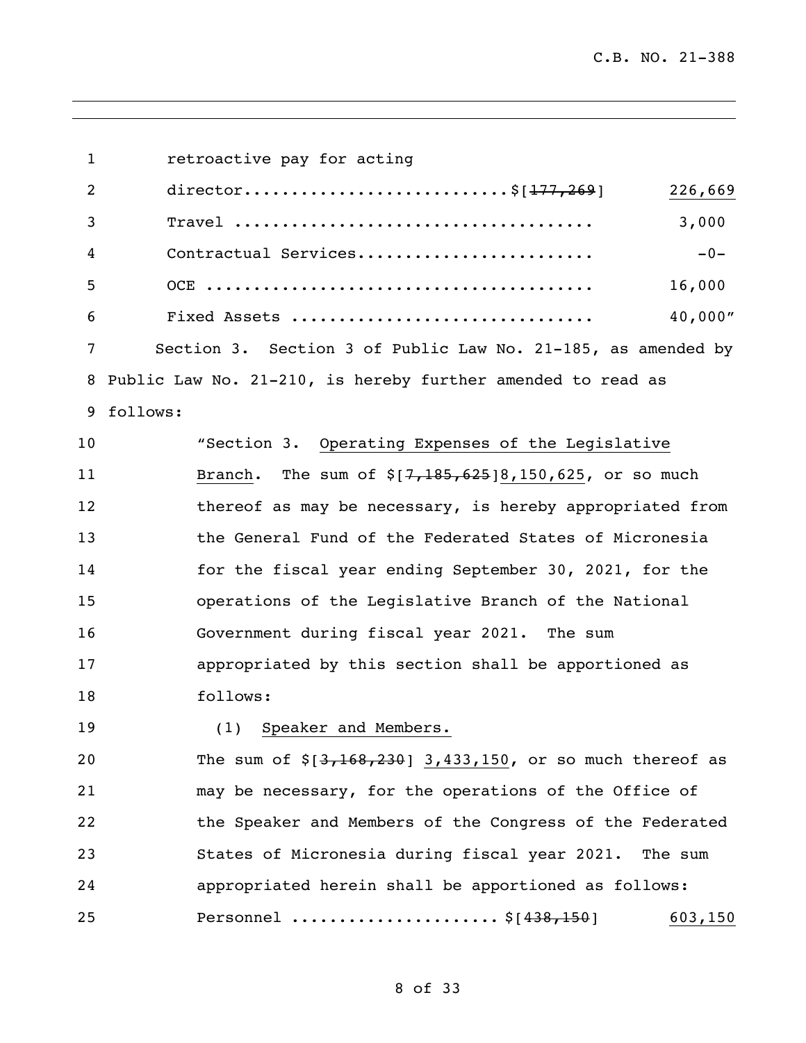retroactive pay for acting director............................$[~~177,269~~] 226,669

Travel ...................................... 3,000

Contractual Services......................... -0-

OCE ......................................... 16,000

Fixed Assets ................................ 40,000"

Section 3. Section 3 of Public Law No. 21-185, as amended by Public Law No. 21-210, is hereby further amended to read as follows:

"Section 3. Operating Expenses of the Legislative Branch. The sum of $[~~7,185,625~~]8,150,625, or so much thereof as may be necessary, is hereby appropriated from the General Fund of the Federated States of Micronesia for the fiscal year ending September 30, 2021, for the operations of the Legislative Branch of the National Government during fiscal year 2021. The sum appropriated by this section shall be apportioned as follows:

(1) Speaker and Members.

The sum of $[~~3,168,230~~] 3,433,150, or so much thereof as may be necessary, for the operations of the Office of the Speaker and Members of the Congress of the Federated States of Micronesia during fiscal year 2021. The sum appropriated herein shall be apportioned as follows:

Personnel ..................... $[~~438,150~~] 603,150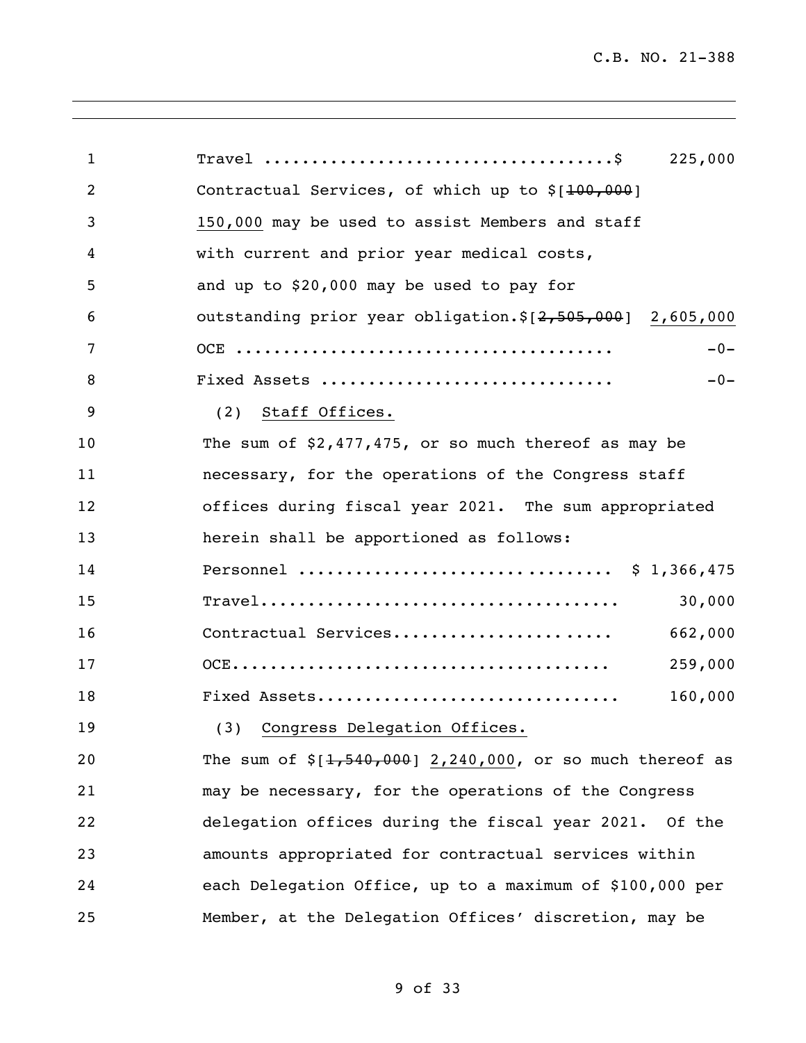Travel ....................................$ 225,000

Contractual Services, of which up to $[~~100,000~~] <u>150,000</u> may be used to assist Members and staff with current and prior year medical costs, and up to $20,000 may be used to pay for outstanding prior year obligation.$[~~2,505,000~~] 2,605,000

OCE ....................................... -0-

Fixed Assets .............................. -0-

(2) <u>Staff Offices.</u>

The sum of $2,477,475, or so much thereof as may be necessary, for the operations of the Congress staff offices during fiscal year 2021. The sum appropriated herein shall be apportioned as follows:

Personnel ............................... $ 1,366,475

Travel.................................... 30,000

Contractual Services...................... 662,000

OCE....................................... 259,000

Fixed Assets.............................. 160,000

(3) <u>Congress Delegation Offices.</u>

The sum of $[~~1,540,000~~] <u>2,240,000</u>, or so much thereof as may be necessary, for the operations of the Congress delegation offices during the fiscal year 2021. Of the amounts appropriated for contractual services within each Delegation Office, up to a maximum of $100,000 per Member, at the Delegation Offices' discretion, may be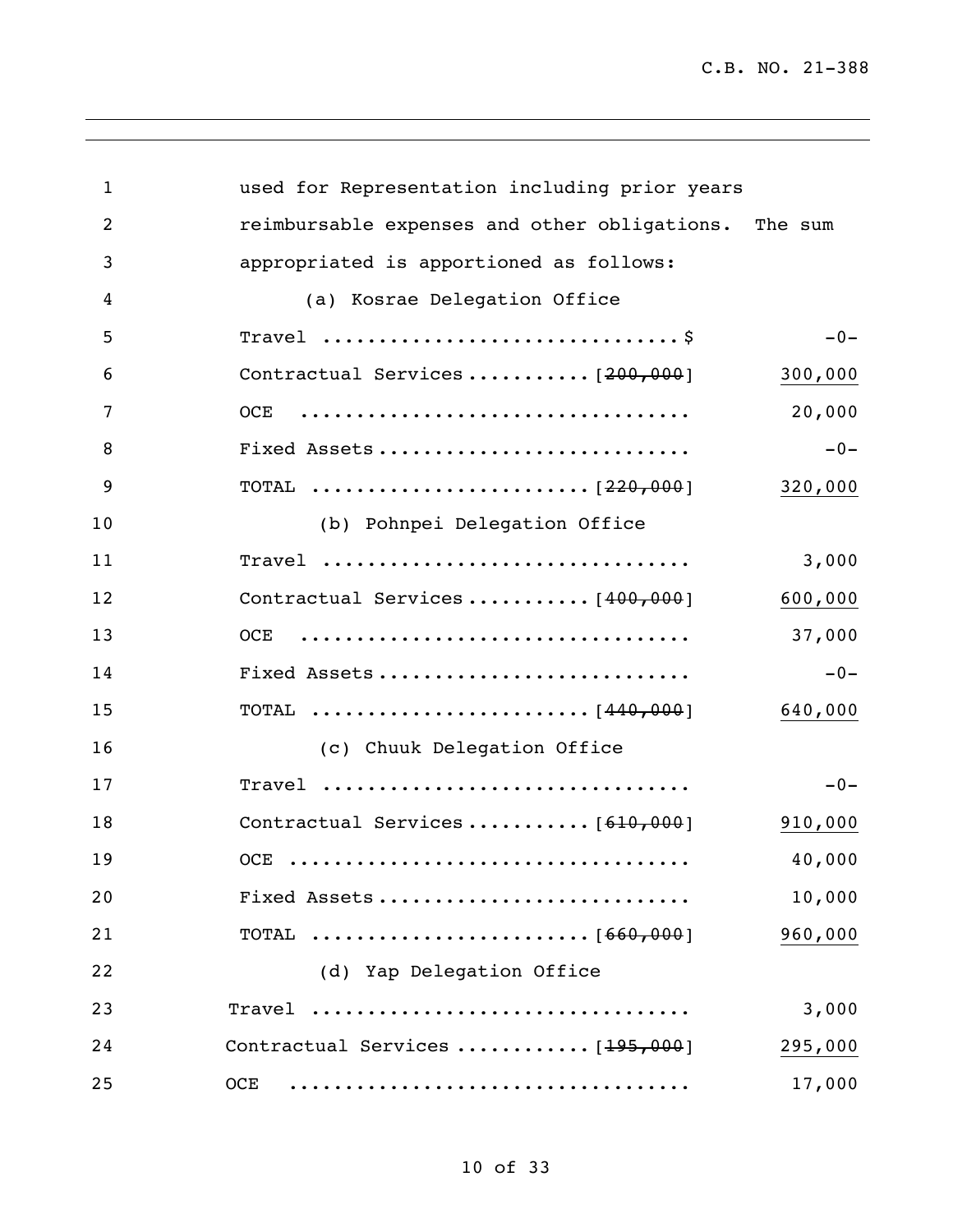used for Representation including prior years reimbursable expenses and other obligations. The sum appropriated is apportioned as follows:

(a) Kosrae Delegation Office

| | | |
|---|---|---|
| Travel ................................$ | | -0- |
| Contractual Services .......... | [~~200,000~~] | <u>300,000</u> |
| OCE .................................. | | 20,000 |
| Fixed Assets .......................... | | -0- |
| TOTAL ........................ | [~~220,000~~] | <u>320,000</u> |

(b) Pohnpei Delegation Office

| | | |
|---|---|---|
| Travel ................................ | | 3,000 |
| Contractual Services .......... | [~~400,000~~] | <u>600,000</u> |
| OCE .................................. | | 37,000 |
| Fixed Assets .......................... | | -0- |
| TOTAL ........................ | [~~440,000~~] | <u>640,000</u> |

(c) Chuuk Delegation Office

| | | |
|---|---|---|
| Travel ................................ | | -0- |
| Contractual Services .......... | [~~610,000~~] | <u>910,000</u> |
| OCE .................................. | | 40,000 |
| Fixed Assets .......................... | | 10,000 |
| TOTAL ........................ | [~~660,000~~] | <u>960,000</u> |

(d) Yap Delegation Office

| | | |
|---|---|---|
| Travel ................................ | | 3,000 |
| Contractual Services ........... | [~~195,000~~] | <u>295,000</u> |
| OCE .................................. | | 17,000 |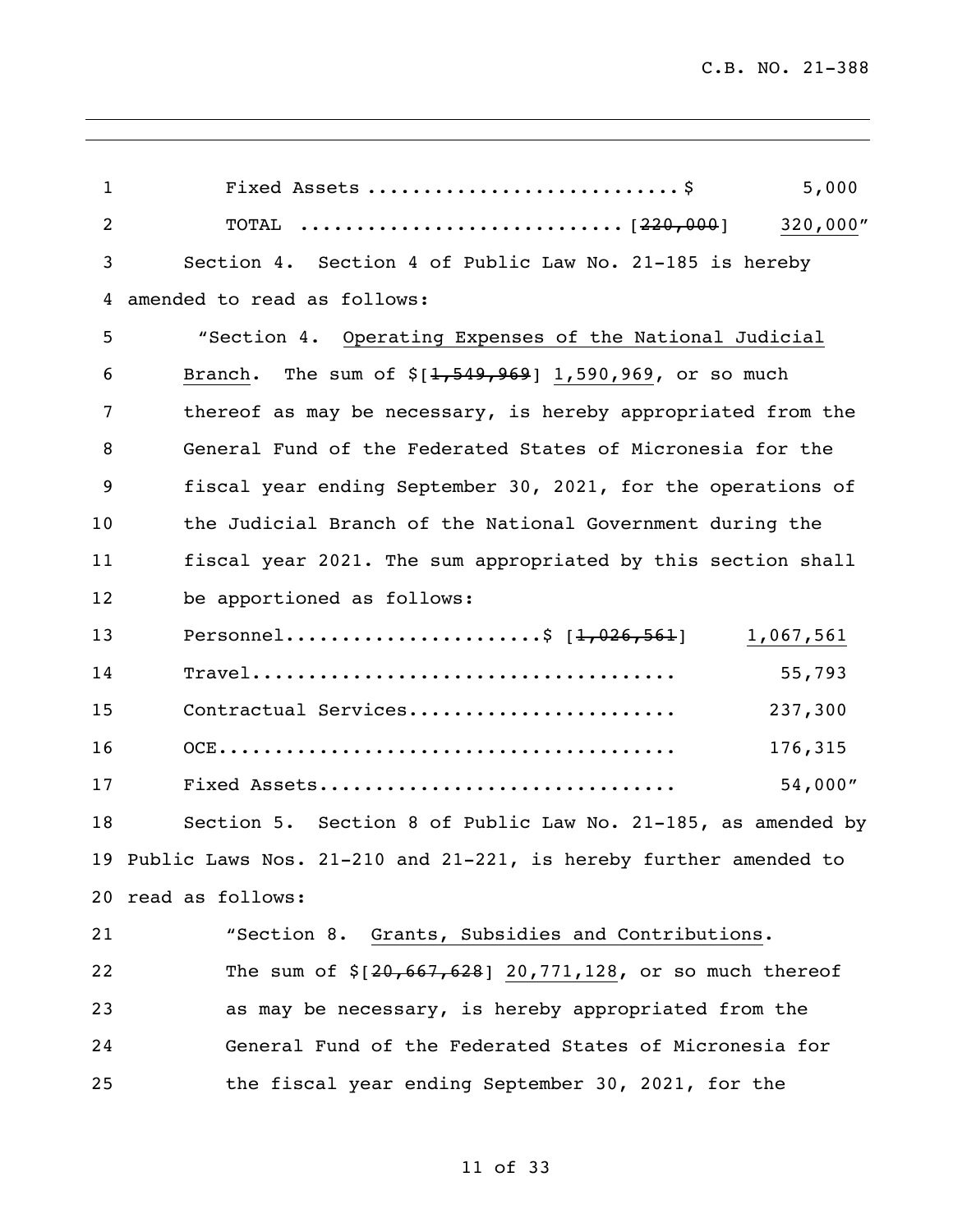Fixed Assets ............................$ 5,000

TOTAL .............................[~~220,000~~] 320,000"

Section 4. Section 4 of Public Law No. 21-185 is hereby amended to read as follows:

"Section 4. <u>Operating Expenses of the National Judicial Branch</u>. The sum of $[~~1,549,969~~] <u>1,590,969</u>, or so much thereof as may be necessary, is hereby appropriated from the General Fund of the Federated States of Micronesia for the fiscal year ending September 30, 2021, for the operations of the Judicial Branch of the National Government during the fiscal year 2021. The sum appropriated by this section shall be apportioned as follows:

| | |
|---|---|
| Personnel.......................$ [~~1,026,561~~] | <u>1,067,561</u> |
| Travel...................................... | 55,793 |
| Contractual Services........................ | 237,300 |
| OCE......................................... | 176,315 |
| Fixed Assets................................ | 54,000" |

Section 5. Section 8 of Public Law No. 21-185, as amended by Public Laws Nos. 21-210 and 21-221, is hereby further amended to read as follows:

"Section 8. <u>Grants, Subsidies and Contributions</u>. The sum of $[~~20,667,628~~] <u>20,771,128</u>, or so much thereof as may be necessary, is hereby appropriated from the General Fund of the Federated States of Micronesia for the fiscal year ending September 30, 2021, for the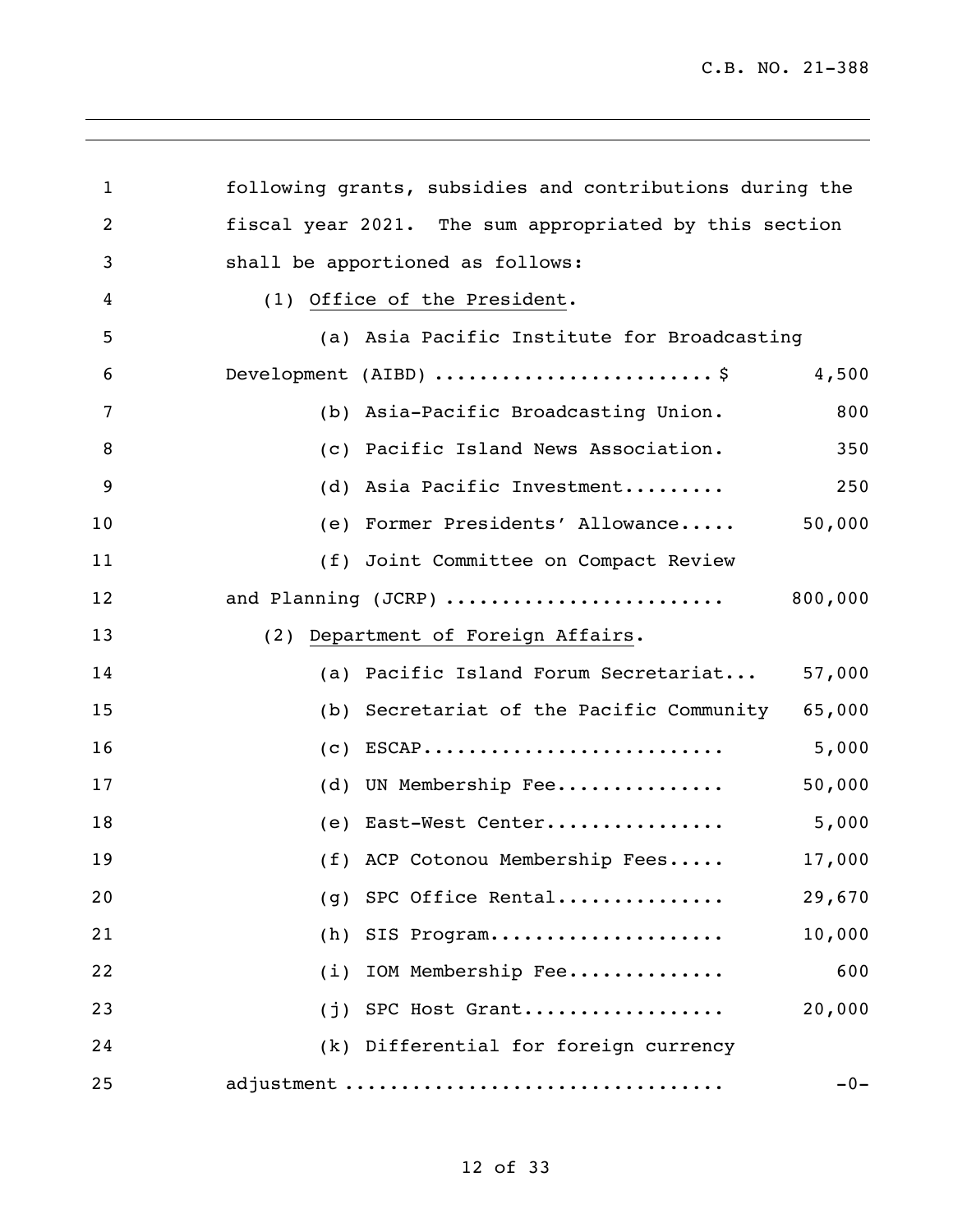following grants, subsidies and contributions during the fiscal year 2021. The sum appropriated by this section shall be apportioned as follows:

(1) Office of the President.

| Item | Amount |
|---|---|
| (a) Asia Pacific Institute for Broadcasting Development (AIBD) | $ 4,500 |
| (b) Asia-Pacific Broadcasting Union. | 800 |
| (c) Pacific Island News Association. | 350 |
| (d) Asia Pacific Investment | 250 |
| (e) Former Presidents' Allowance | 50,000 |
| (f) Joint Committee on Compact Review and Planning (JCRP) | 800,000 |

(2) Department of Foreign Affairs.

| Item | Amount |
|---|---|
| (a) Pacific Island Forum Secretariat | 57,000 |
| (b) Secretariat of the Pacific Community | 65,000 |
| (c) ESCAP | 5,000 |
| (d) UN Membership Fee | 50,000 |
| (e) East-West Center | 5,000 |
| (f) ACP Cotonou Membership Fees | 17,000 |
| (g) SPC Office Rental | 29,670 |
| (h) SIS Program | 10,000 |
| (i) IOM Membership Fee | 600 |
| (j) SPC Host Grant | 20,000 |
| (k) Differential for foreign currency adjustment | -0- |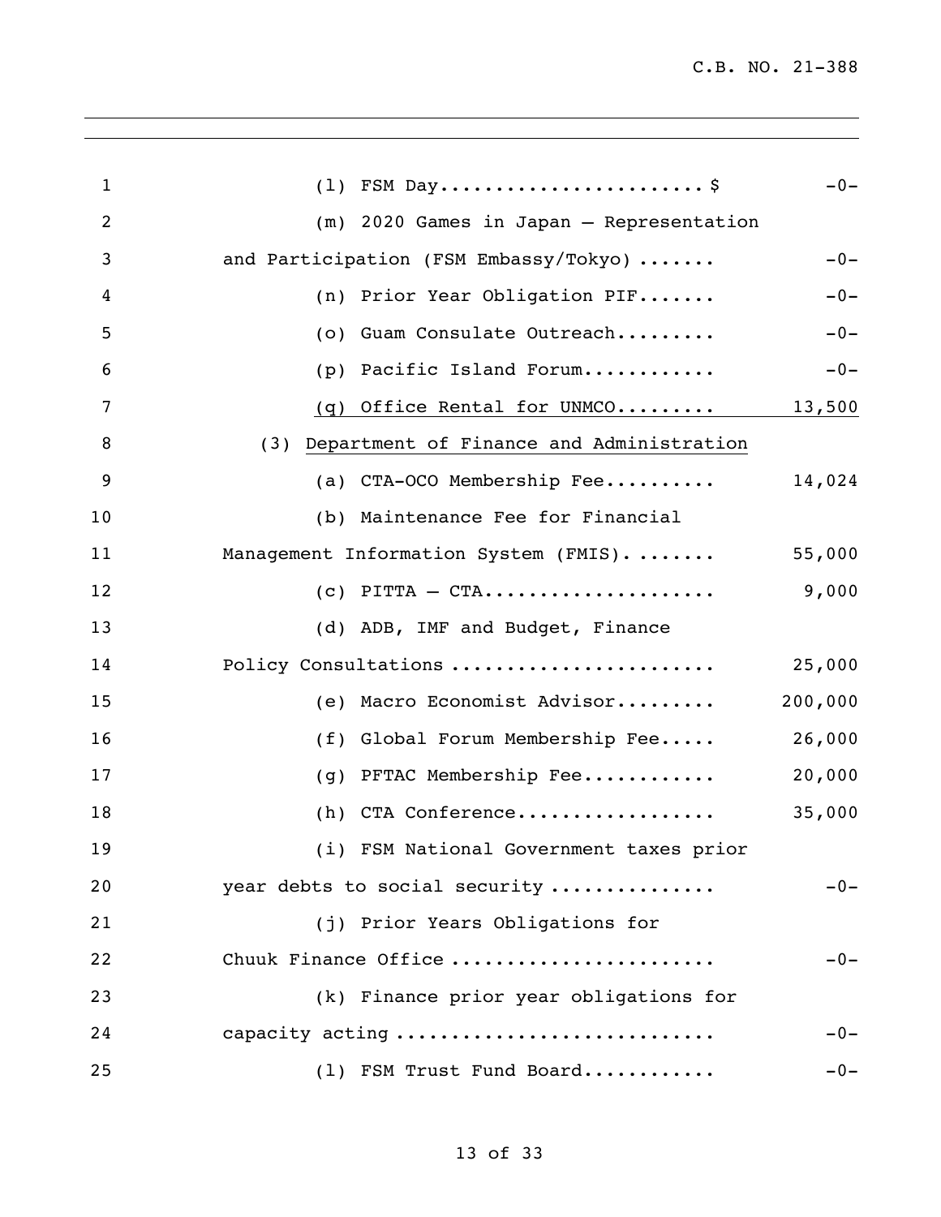(l) FSM Day........................$ -0-

(m) 2020 Games in Japan – Representation and Participation (FSM Embassy/Tokyo) ....... -0-

(n) Prior Year Obligation PIF....... -0-

(o) Guam Consulate Outreach......... -0-

(p) Pacific Island Forum............ -0-

(q) Office Rental for UNMCO......... 13,500

(3) Department of Finance and Administration

(a) CTA-OCO Membership Fee.......... 14,024

(b) Maintenance Fee for Financial Management Information System (FMIS). ....... 55,000

(c) PITTA – CTA..................... 9,000

(d) ADB, IMF and Budget, Finance Policy Consultations ....................... 25,000

(e) Macro Economist Advisor......... 200,000

(f) Global Forum Membership Fee..... 26,000

(g) PFTAC Membership Fee............ 20,000

(h) CTA Conference.................. 35,000

(i) FSM National Government taxes prior year debts to social security .............. -0-

(j) Prior Years Obligations for Chuuk Finance Office ....................... -0-

(k) Finance prior year obligations for capacity acting ............................ -0-

(l) FSM Trust Fund Board............ -0-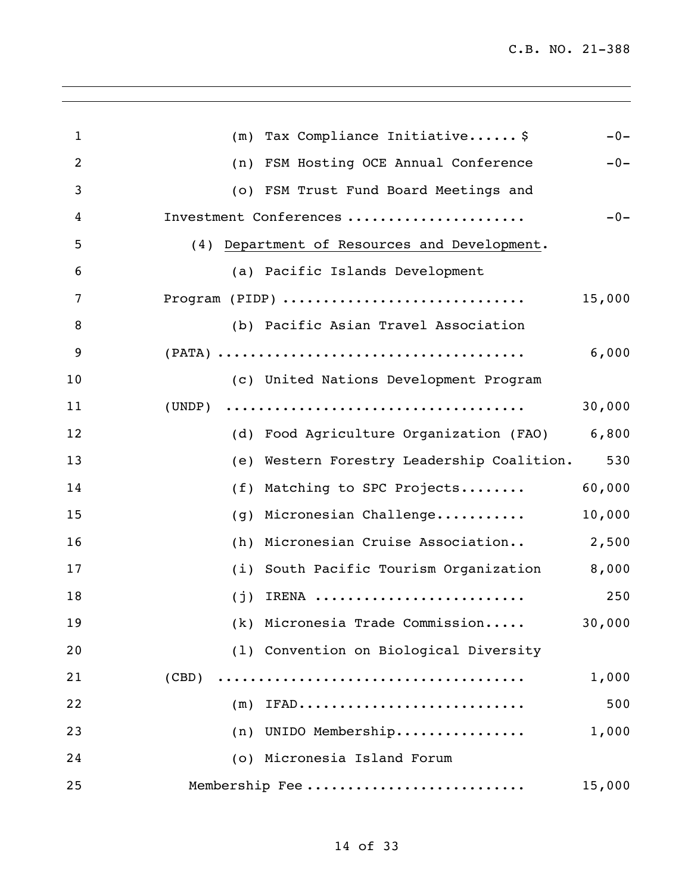(m) Tax Compliance Initiative...... $ -0-

(n) FSM Hosting OCE Annual Conference -0-

(o) FSM Trust Fund Board Meetings and Investment Conferences ..................... -0-

(4) Department of Resources and Development.

(a) Pacific Islands Development Program (PIDP) ............................ 15,000

(b) Pacific Asian Travel Association (PATA) .................................... 6,000

(c) United Nations Development Program (UNDP) .................................... 30,000

(d) Food Agriculture Organization (FAO) 6,800

(e) Western Forestry Leadership Coalition. 530

(f) Matching to SPC Projects........ 60,000

(g) Micronesian Challenge........... 10,000

(h) Micronesian Cruise Association.. 2,500

(i) South Pacific Tourism Organization 8,000

(j) IRENA ......................... 250

(k) Micronesia Trade Commission..... 30,000

(l) Convention on Biological Diversity (CBD) .................................... 1,000

(m) IFAD........................... 500

(n) UNIDO Membership................ 1,000

(o) Micronesia Island Forum Membership Fee .......................... 15,000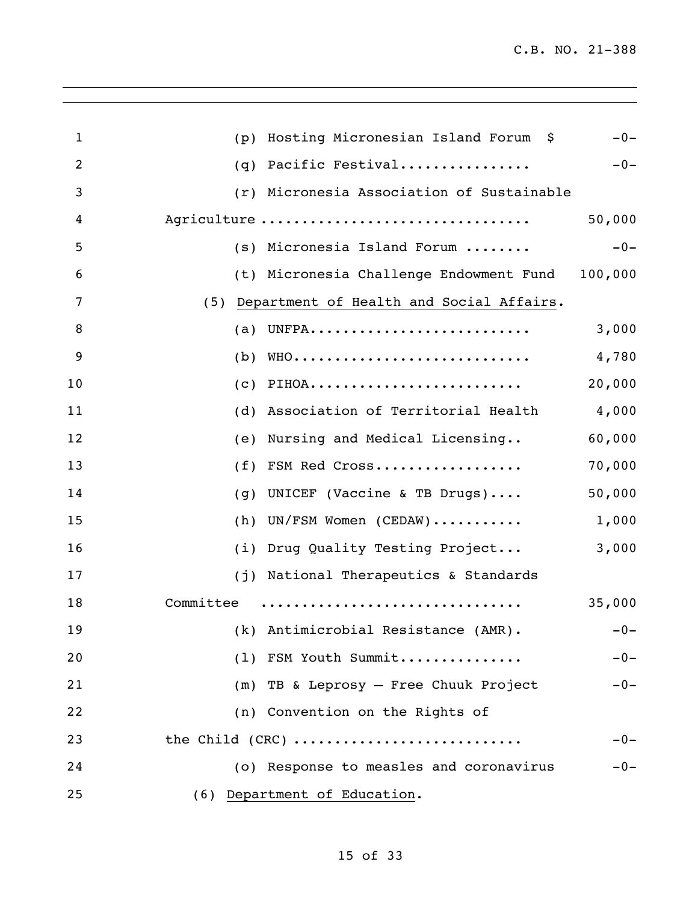(p) Hosting Micronesian Island Forum $ -0-

(q) Pacific Festival................ -0-

(r) Micronesia Association of Sustainable Agriculture ................................ 50,000

(s) Micronesia Island Forum ........ -0-

(t) Micronesia Challenge Endowment Fund 100,000

(5) Department of Health and Social Affairs.

(a) UNFPA.......................... 3,000

(b) WHO............................ 4,780

(c) PIHOA.......................... 20,000

(d) Association of Territorial Health 4,000

(e) Nursing and Medical Licensing.. 60,000

(f) FSM Red Cross.................. 70,000

(g) UNICEF (Vaccine & TB Drugs).... 50,000

(h) UN/FSM Women (CEDAW)........... 1,000

(i) Drug Quality Testing Project... 3,000

(j) National Therapeutics & Standards Committee ............................... 35,000

(k) Antimicrobial Resistance (AMR). -0-

(l) FSM Youth Summit............... -0-

(m) TB & Leprosy – Free Chuuk Project -0-

(n) Convention on the Rights of the Child (CRC) ........................... -0-

(o) Response to measles and coronavirus -0-

(6) Department of Education.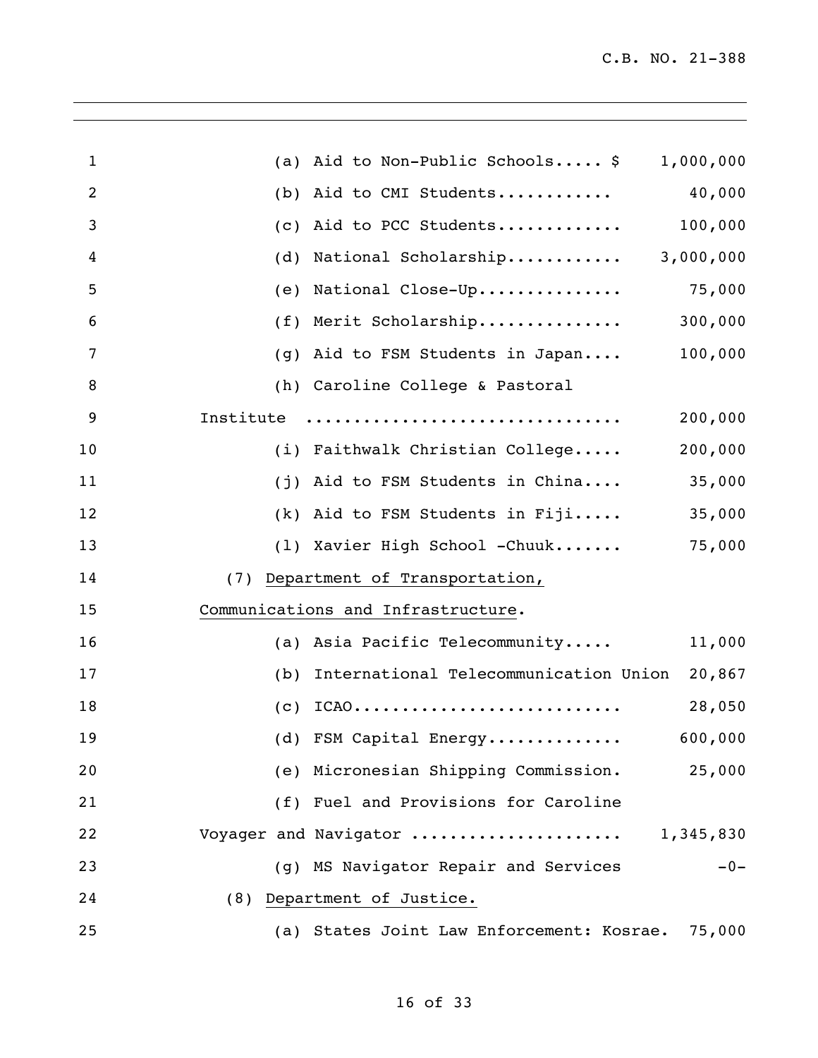(a) Aid to Non-Public Schools..... $ 1,000,000

(b) Aid to CMI Students........... 40,000

(c) Aid to PCC Students............ 100,000

(d) National Scholarship........... 3,000,000

(e) National Close-Up............... 75,000

(f) Merit Scholarship............... 300,000

(g) Aid to FSM Students in Japan.... 100,000

(h) Caroline College & Pastoral Institute ................................ 200,000

(i) Faithwalk Christian College..... 200,000

(j) Aid to FSM Students in China.... 35,000

(k) Aid to FSM Students in Fiji..... 35,000

(l) Xavier High School -Chuuk....... 75,000

(7) <u>Department of Transportation, Communications and Infrastructure</u>.

(a) Asia Pacific Telecommunity..... 11,000

(b) International Telecommunication Union 20,867

(c) ICAO........................... 28,050

(d) FSM Capital Energy............. 600,000

(e) Micronesian Shipping Commission. 25,000

(f) Fuel and Provisions for Caroline Voyager and Navigator ..................... 1,345,830

(g) MS Navigator Repair and Services -0-

(8) <u>Department of Justice.</u>

(a) States Joint Law Enforcement: Kosrae. 75,000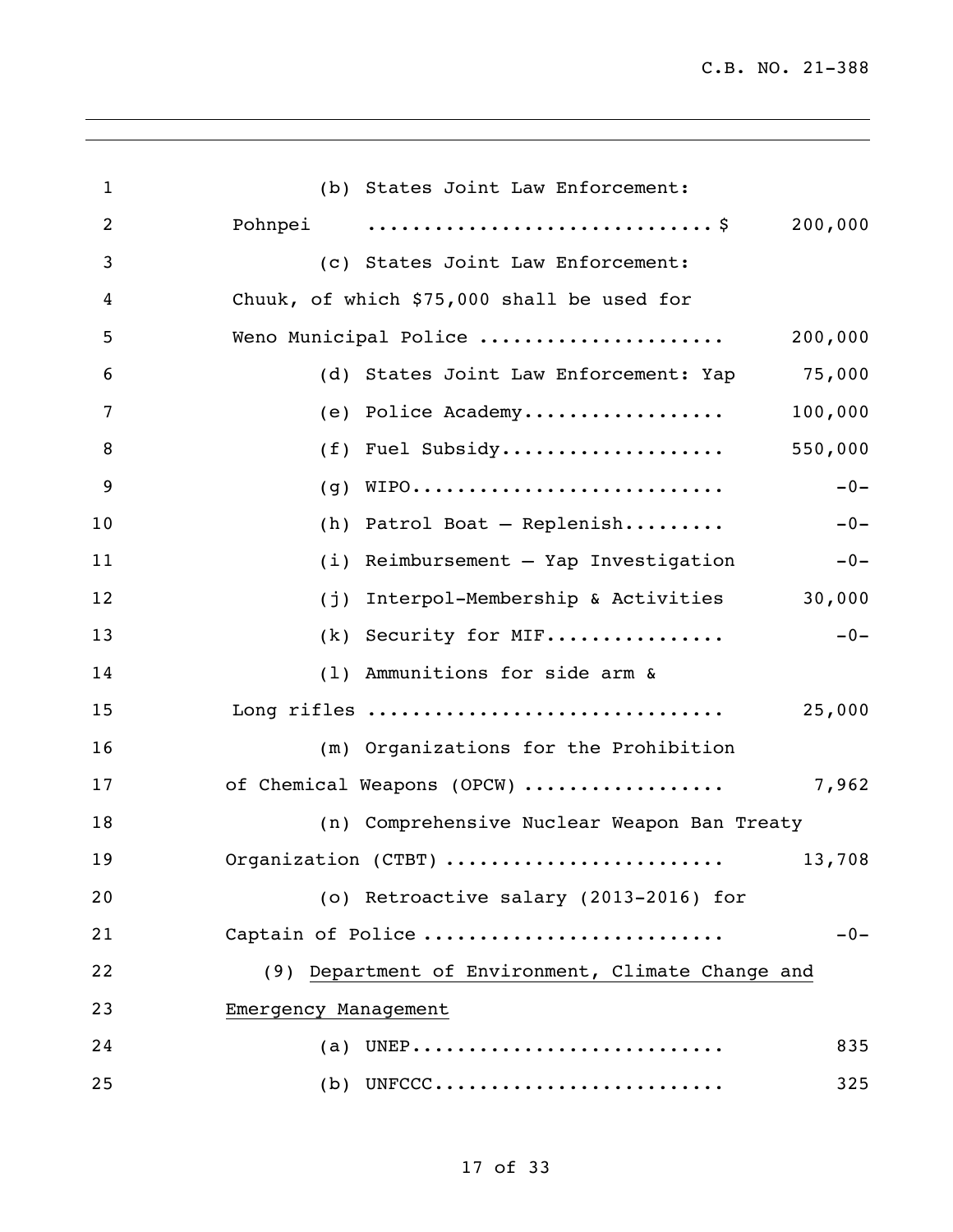(b) States Joint Law Enforcement:
Pohnpei .............................$ 200,000

(c) States Joint Law Enforcement:
Chuuk, of which $75,000 shall be used for
Weno Municipal Police ..................... 200,000

(d) States Joint Law Enforcement: Yap 75,000

(e) Police Academy.................. 100,000

(f) Fuel Subsidy.................... 550,000

(g) WIPO........................... -0-

(h) Patrol Boat – Replenish......... -0-

(i) Reimbursement – Yap Investigation -0-

(j) Interpol-Membership & Activities 30,000

(k) Security for MIF................ -0-

(l) Ammunitions for side arm &
Long rifles ............................... 25,000

(m) Organizations for the Prohibition
of Chemical Weapons (OPCW) ................. 7,962

(n) Comprehensive Nuclear Weapon Ban Treaty
Organization (CTBT) ........................ 13,708

(o) Retroactive salary (2013-2016) for
Captain of Police .......................... -0-

(9) <u>Department of Environment, Climate Change and Emergency Management</u>

(a) UNEP........................... 835

(b) UNFCCC......................... 325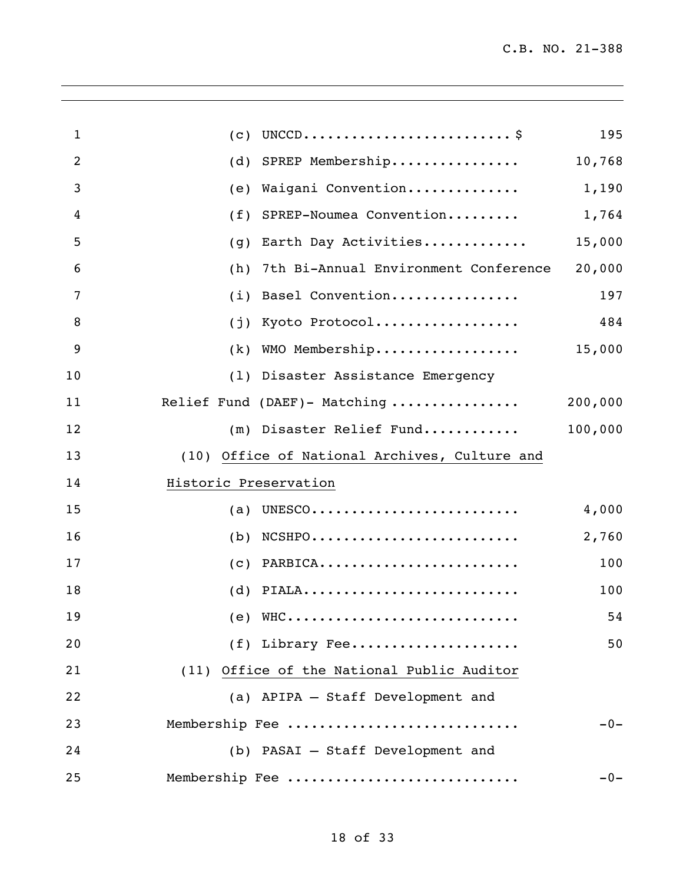(c) UNCCD.......................... $ 195

(d) SPREP Membership................ 10,768

(e) Waigani Convention.............. 1,190

(f) SPREP-Noumea Convention......... 1,764

(g) Earth Day Activities............. 15,000

(h) 7th Bi-Annual Environment Conference 20,000

(i) Basel Convention................ 197

(j) Kyoto Protocol.................. 484

(k) WMO Membership.................. 15,000

(l) Disaster Assistance Emergency Relief Fund (DAEF)- Matching ................ 200,000

(m) Disaster Relief Fund............ 100,000

(10) Office of National Archives, Culture and Historic Preservation

(a) UNESCO.......................... 4,000

(b) NCSHPO.......................... 2,760

(c) PARBICA......................... 100

(d) PIALA........................... 100

(e) WHC............................. 54

(f) Library Fee..................... 50

(11) Office of the National Public Auditor

(a) APIPA – Staff Development and Membership Fee ............................ -0-

(b) PASAI – Staff Development and Membership Fee ............................ -0-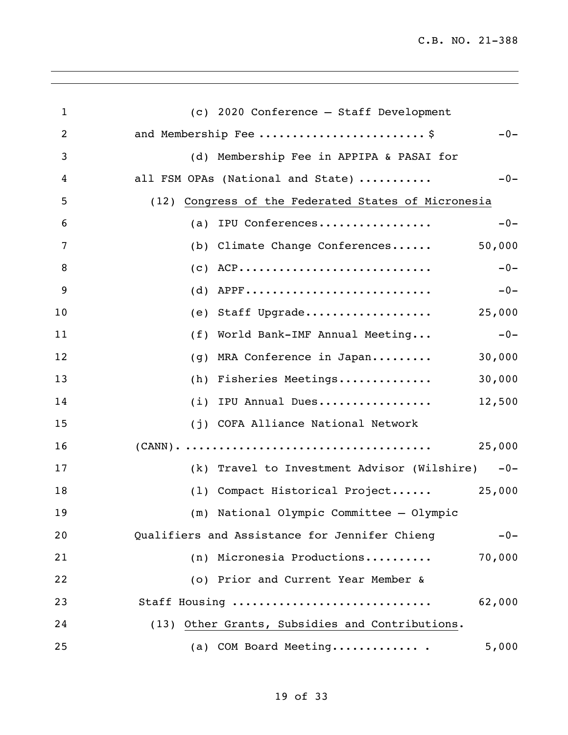(c) 2020 Conference – Staff Development and Membership Fee ........................ $ -0-

(d) Membership Fee in APPIPA & PASAI for all FSM OPAs (National and State) .......... -0-

(12) <u>Congress of the Federated States of Micronesia</u>

(a) IPU Conferences................. -0-

(b) Climate Change Conferences...... 50,000

(c) ACP............................ -0-

(d) APPF........................... -0-

(e) Staff Upgrade................... 25,000

(f) World Bank-IMF Annual Meeting... -0-

(g) MRA Conference in Japan......... 30,000

(h) Fisheries Meetings.............. 30,000

(i) IPU Annual Dues................. 12,500

(j) COFA Alliance National Network (CANN). ................................... 25,000

(k) Travel to Investment Advisor (Wilshire) -0-

(l) Compact Historical Project...... 25,000

(m) National Olympic Committee – Olympic Qualifiers and Assistance for Jennifer Chieng -0-

(n) Micronesia Productions.......... 70,000

(o) Prior and Current Year Member & Staff Housing ............................ 62,000

(13) <u>Other Grants, Subsidies and Contributions</u>.

(a) COM Board Meeting............. . 5,000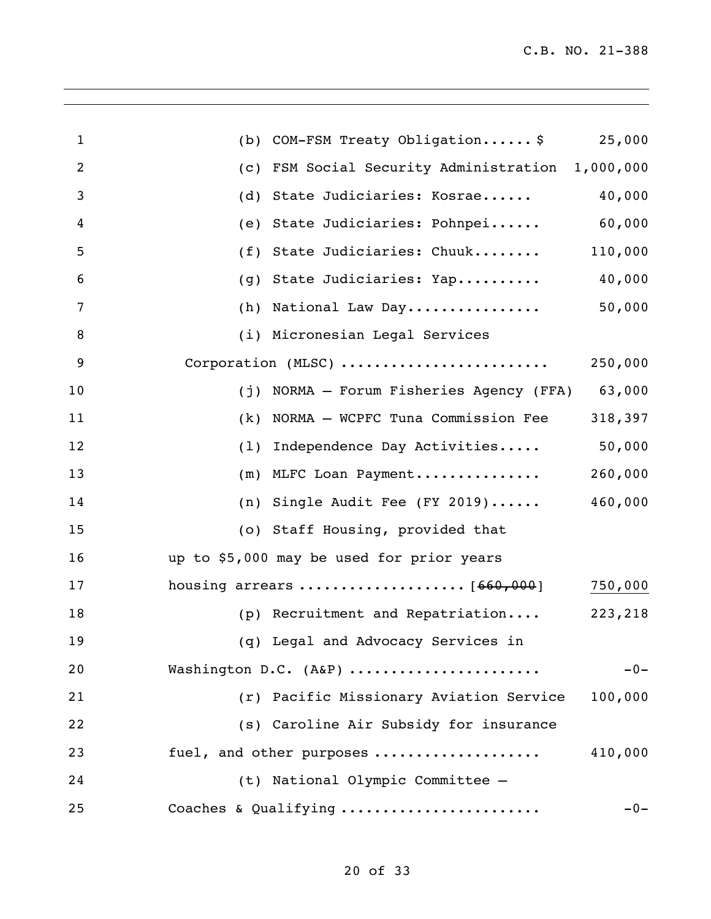(b) COM-FSM Treaty Obligation...... $ 25,000

(c) FSM Social Security Administration 1,000,000

(d) State Judiciaries: Kosrae...... 40,000

(e) State Judiciaries: Pohnpei...... 60,000

(f) State Judiciaries: Chuuk........ 110,000

(g) State Judiciaries: Yap.......... 40,000

(h) National Law Day................ 50,000

(i) Micronesian Legal Services Corporation (MLSC) ........................ 250,000

(j) NORMA – Forum Fisheries Agency (FFA) 63,000

(k) NORMA – WCPFC Tuna Commission Fee 318,397

(l) Independence Day Activities..... 50,000

(m) MLFC Loan Payment............... 260,000

(n) Single Audit Fee (FY 2019)...... 460,000

(o) Staff Housing, provided that up to $5,000 may be used for prior years housing arrears ................... [~~660,000~~] <u>750,000</u>

(p) Recruitment and Repatriation.... 223,218

(q) Legal and Advocacy Services in Washington D.C. (A&P) ...................... -0-

(r) Pacific Missionary Aviation Service 100,000

(s) Caroline Air Subsidy for insurance fuel, and other purposes ................... 410,000

(t) National Olympic Committee – Coaches & Qualifying ....................... -0-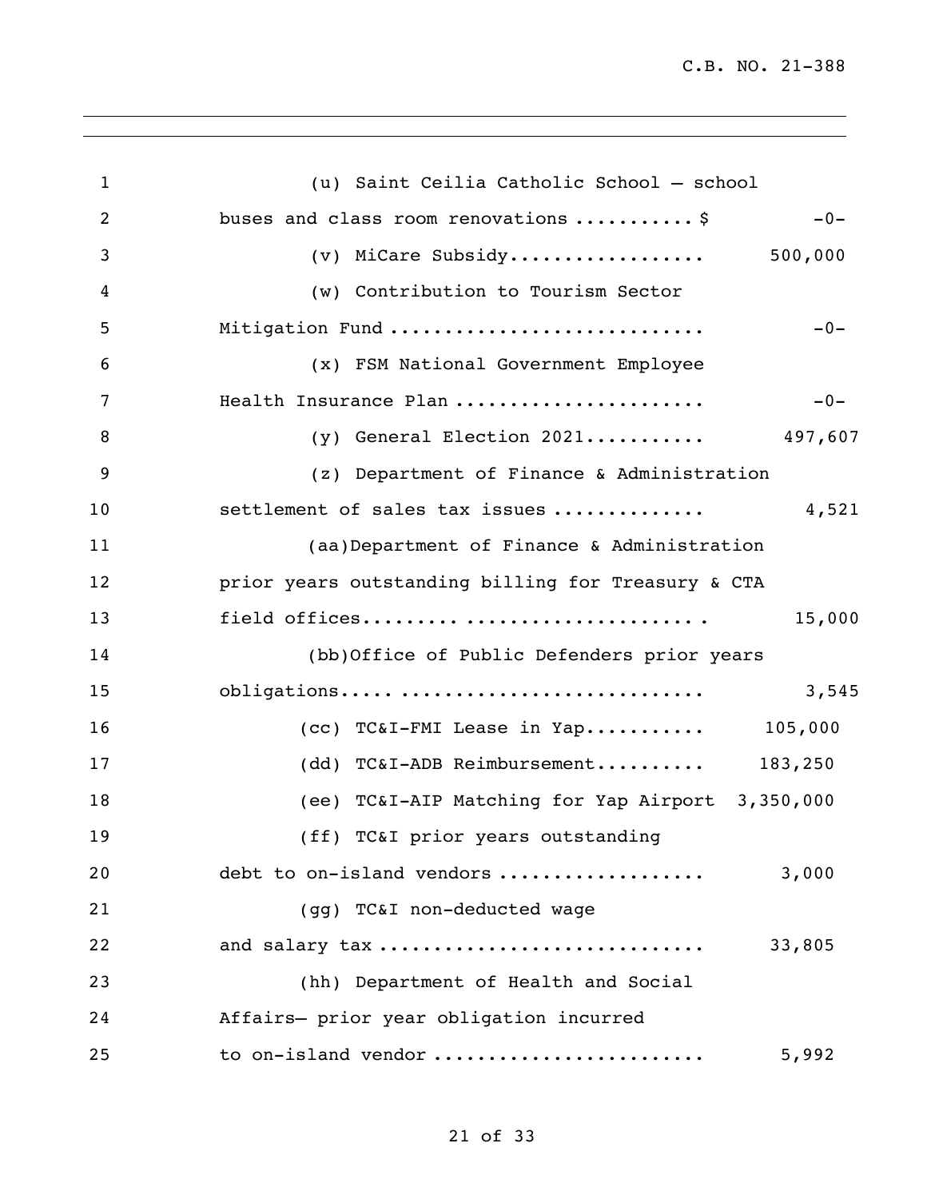(u) Saint Ceilia Catholic School – school buses and class room renovations ........... $ -0-

(v) MiCare Subsidy.................. 500,000

(w) Contribution to Tourism Sector Mitigation Fund ............................ -0-

(x) FSM National Government Employee Health Insurance Plan ...................... -0-

(y) General Election 2021........... 497,607

(z) Department of Finance & Administration settlement of sales tax issues ............. 4,521

(aa)Department of Finance & Administration prior years outstanding billing for Treasury & CTA field offices............................... . 15,000

(bb)Office of Public Defenders prior years obligations.... ........................... 3,545

(cc) TC&I-FMI Lease in Yap........... 105,000

(dd) TC&I-ADB Reimbursement.......... 183,250

(ee) TC&I-AIP Matching for Yap Airport 3,350,000

(ff) TC&I prior years outstanding debt to on-island vendors .................. 3,000

(gg) TC&I non-deducted wage and salary tax ............................ 33,805

(hh) Department of Health and Social Affairs– prior year obligation incurred to on-island vendor ....................... 5,992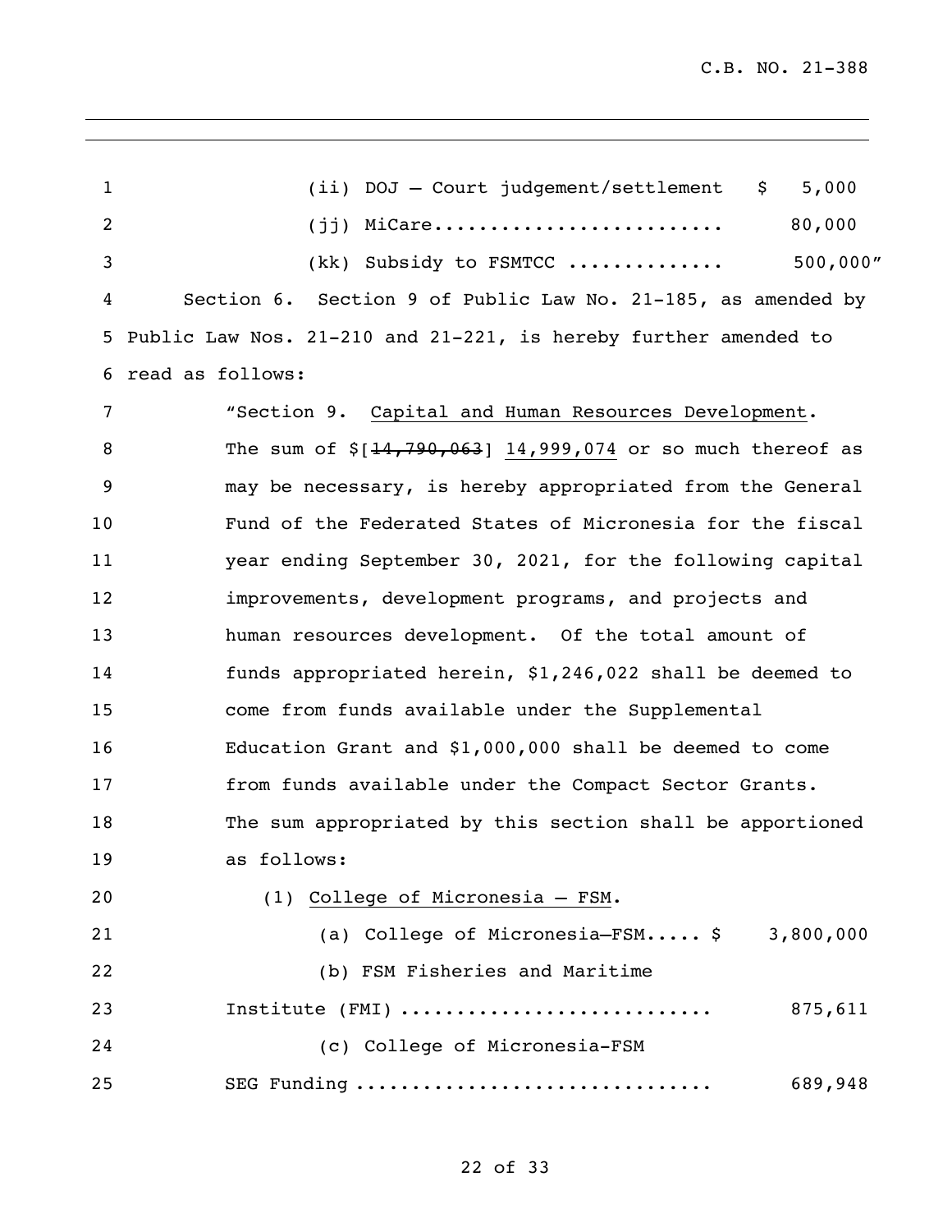(ii) DOJ – Court judgement/settlement $ 5,000

(jj) MiCare......................... 80,000

(kk) Subsidy to FSMTCC ............. 500,000"

Section 6. Section 9 of Public Law No. 21-185, as amended by Public Law Nos. 21-210 and 21-221, is hereby further amended to read as follows:

"Section 9. Capital and Human Resources Development. The sum of $[~~14,790,063~~] 14,999,074 or so much thereof as may be necessary, is hereby appropriated from the General Fund of the Federated States of Micronesia for the fiscal year ending September 30, 2021, for the following capital improvements, development programs, and projects and human resources development. Of the total amount of funds appropriated herein, $1,246,022 shall be deemed to come from funds available under the Supplemental Education Grant and $1,000,000 shall be deemed to come from funds available under the Compact Sector Grants. The sum appropriated by this section shall be apportioned as follows:

(1) College of Micronesia – FSM.

(a) College of Micronesia–FSM..... $ 3,800,000

(b) FSM Fisheries and Maritime Institute (FMI) ........................... 875,611

(c) College of Micronesia-FSM SEG Funding .............................. 689,948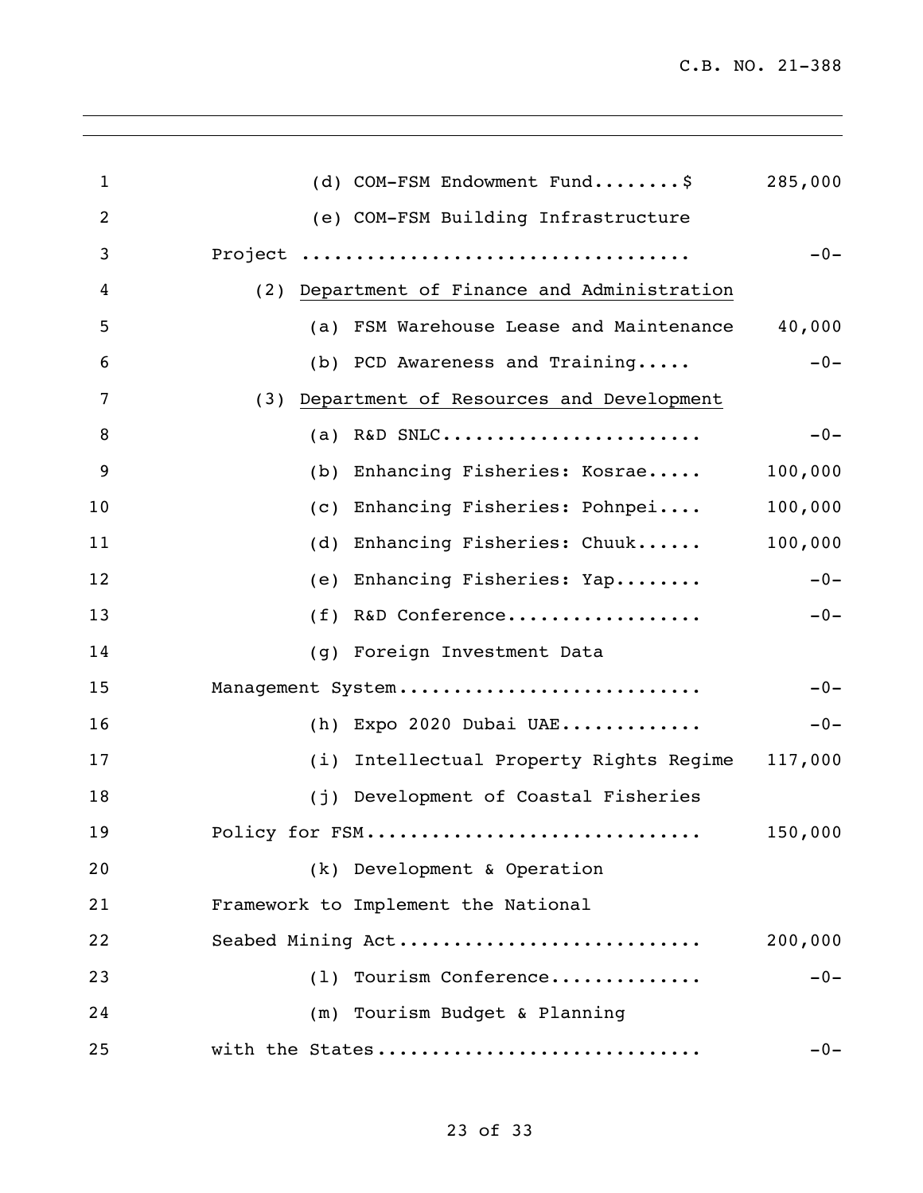(d) COM-FSM Endowment Fund........$ 285,000

(e) COM-FSM Building Infrastructure Project .................................. -0-

(2) Department of Finance and Administration

(a) FSM Warehouse Lease and Maintenance 40,000

(b) PCD Awareness and Training..... -0-

(3) Department of Resources and Development

(a) R&D SNLC....................... -0-

(b) Enhancing Fisheries: Kosrae..... 100,000

(c) Enhancing Fisheries: Pohnpei.... 100,000

(d) Enhancing Fisheries: Chuuk...... 100,000

(e) Enhancing Fisheries: Yap........ -0-

(f) R&D Conference................. -0-

(g) Foreign Investment Data Management System........................... -0-

(h) Expo 2020 Dubai UAE............ -0-

(i) Intellectual Property Rights Regime 117,000

(j) Development of Coastal Fisheries Policy for FSM............................. 150,000

(k) Development & Operation Framework to Implement the National Seabed Mining Act........................... 200,000

(l) Tourism Conference............. -0-

(m) Tourism Budget & Planning with the States............................ -0-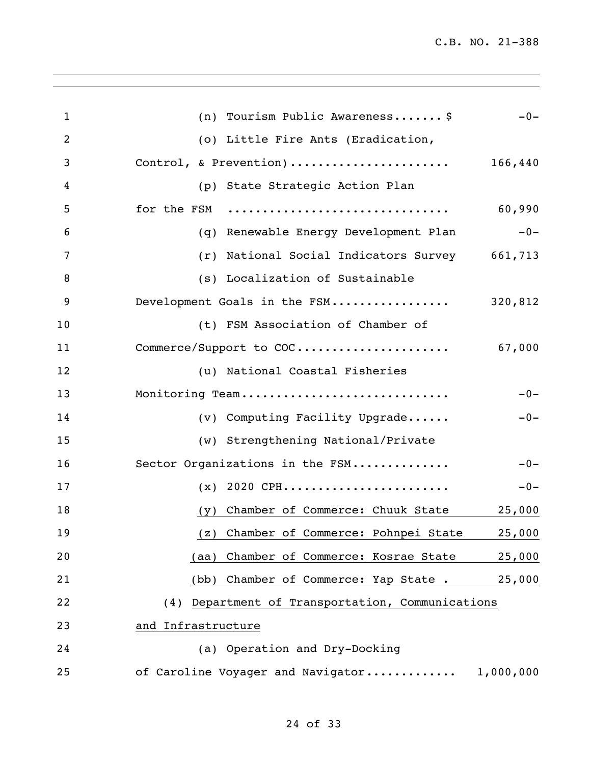(n) Tourism Public Awareness....... $ -0-

(o) Little Fire Ants (Eradication, Control, & Prevention)...................... 166,440

(p) State Strategic Action Plan for the FSM .............................. 60,990

(q) Renewable Energy Development Plan -0-

(r) National Social Indicators Survey 661,713

(s) Localization of Sustainable Development Goals in the FSM................ 320,812

(t) FSM Association of Chamber of Commerce/Support to COC..................... 67,000

(u) National Coastal Fisheries Monitoring Team............................ -0-

(v) Computing Facility Upgrade...... -0-

(w) Strengthening National/Private Sector Organizations in the FSM............. -0-

(x) 2020 CPH....................... -0-

<u>(y) Chamber of Commerce: Chuuk State 25,000</u>

<u>(z) Chamber of Commerce: Pohnpei State 25,000</u>

<u>(aa) Chamber of Commerce: Kosrae State 25,000</u>

<u>(bb) Chamber of Commerce: Yap State . 25,000</u>

(4) <u>Department of Transportation, Communications and Infrastructure</u>

(a) Operation and Dry-Docking of Caroline Voyager and Navigator............ 1,000,000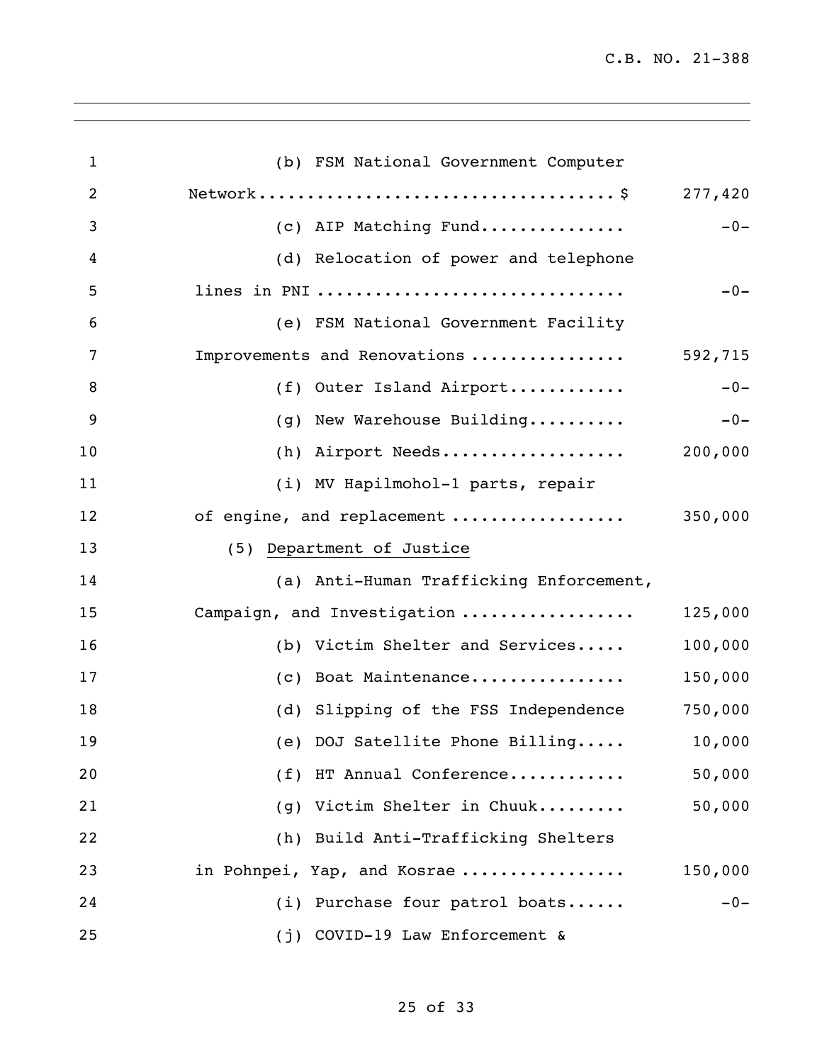(b) FSM National Government Computer Network.....................................$ 277,420

(c) AIP Matching Fund............... -0-

(d) Relocation of power and telephone lines in PNI ............................... -0-

(e) FSM National Government Facility Improvements and Renovations ................ 592,715

(f) Outer Island Airport............ -0-

(g) New Warehouse Building.......... -0-

(h) Airport Needs................... 200,000

(i) MV Hapilmohol-1 parts, repair of engine, and replacement .................. 350,000

(5) Department of Justice

(a) Anti-Human Trafficking Enforcement, Campaign, and Investigation .................. 125,000

(b) Victim Shelter and Services..... 100,000

(c) Boat Maintenance................ 150,000

(d) Slipping of the FSS Independence 750,000

(e) DOJ Satellite Phone Billing..... 10,000

(f) HT Annual Conference............ 50,000

(g) Victim Shelter in Chuuk......... 50,000

(h) Build Anti-Trafficking Shelters in Pohnpei, Yap, and Kosrae ................ 150,000

(i) Purchase four patrol boats...... -0-

(j) COVID-19 Law Enforcement &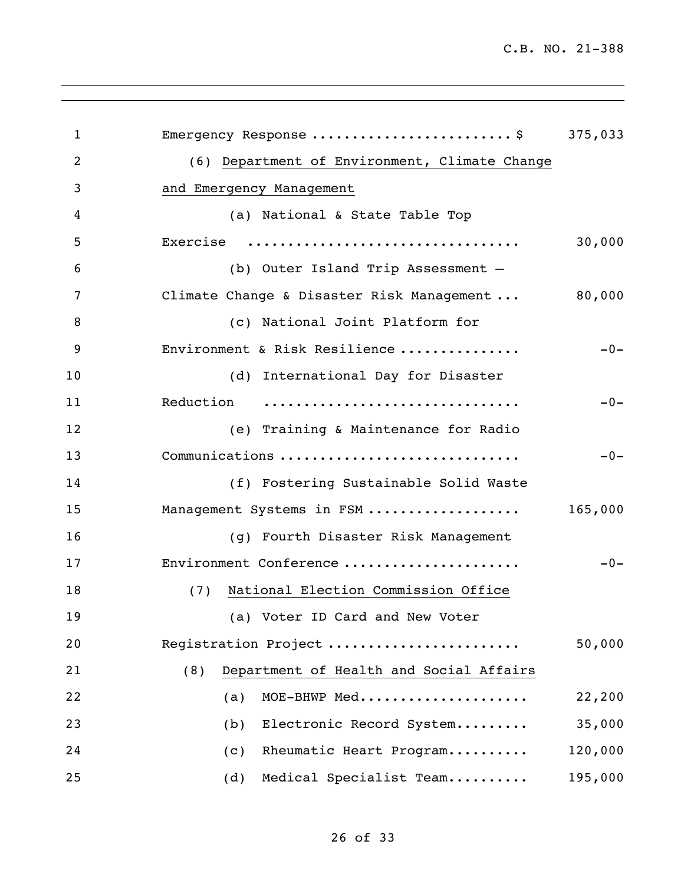Emergency Response ........................ $ 375,033

(6) <u>Department of Environment, Climate Change and Emergency Management</u>

(a) National & State Table Top Exercise ................................ 30,000

(b) Outer Island Trip Assessment – Climate Change & Disaster Risk Management ... 80,000

(c) National Joint Platform for Environment & Risk Resilience .............. -0-

(d) International Day for Disaster Reduction .............................. -0-

(e) Training & Maintenance for Radio Communications ............................ -0-

(f) Fostering Sustainable Solid Waste Management Systems in FSM .................. 165,000

(g) Fourth Disaster Risk Management Environment Conference ..................... -0-

(7) <u>National Election Commission Office</u>

(a) Voter ID Card and New Voter Registration Project ....................... 50,000

(8) <u>Department of Health and Social Affairs</u>

(a) MOE-BHWP Med..................... 22,200

(b) Electronic Record System......... 35,000

(c) Rheumatic Heart Program.......... 120,000

(d) Medical Specialist Team.......... 195,000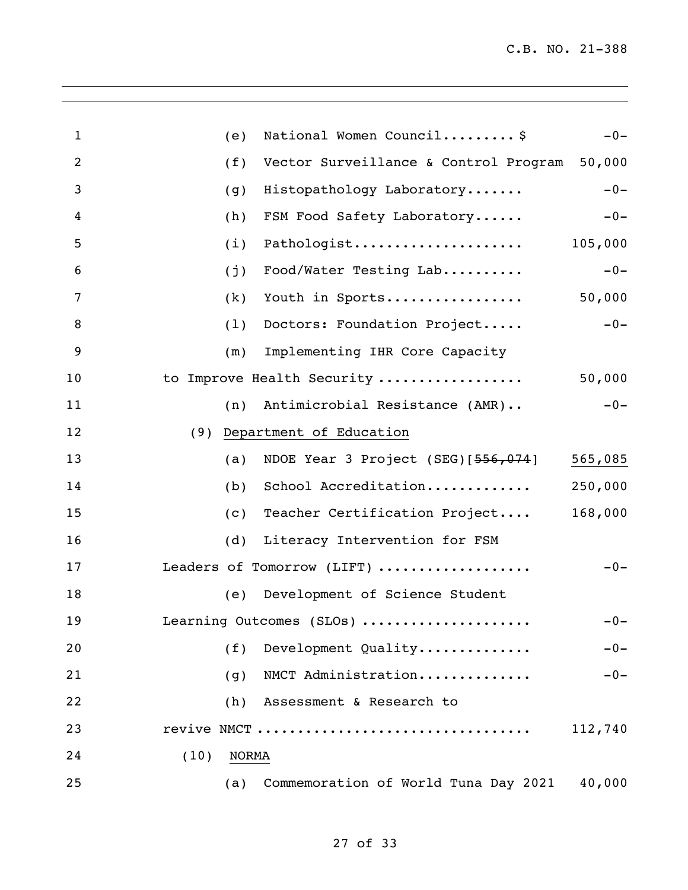(e) National Women Council.........$ -0-

(f) Vector Surveillance & Control Program 50,000

(g) Histopathology Laboratory....... -0-

(h) FSM Food Safety Laboratory...... -0-

(i) Pathologist..................... 105,000

(j) Food/Water Testing Lab.......... -0-

(k) Youth in Sports................. 50,000

(l) Doctors: Foundation Project..... -0-

(m) Implementing IHR Core Capacity to Improve Health Security ................. 50,000

(n) Antimicrobial Resistance (AMR).. -0-

(9) <u>Department of Education</u>

(a) NDOE Year 3 Project (SEG)[~~556,074~~] <u>565,085</u>

(b) School Accreditation............. 250,000

(c) Teacher Certification Project.... 168,000

(d) Literacy Intervention for FSM Leaders of Tomorrow (LIFT) .................. -0-

(e) Development of Science Student Learning Outcomes (SLOs) .................... -0-

(f) Development Quality.............. -0-

(g) NMCT Administration.............. -0-

(h) Assessment & Research to revive NMCT ................................ 112,740

(10) <u>NORMA</u>

(a) Commemoration of World Tuna Day 2021 40,000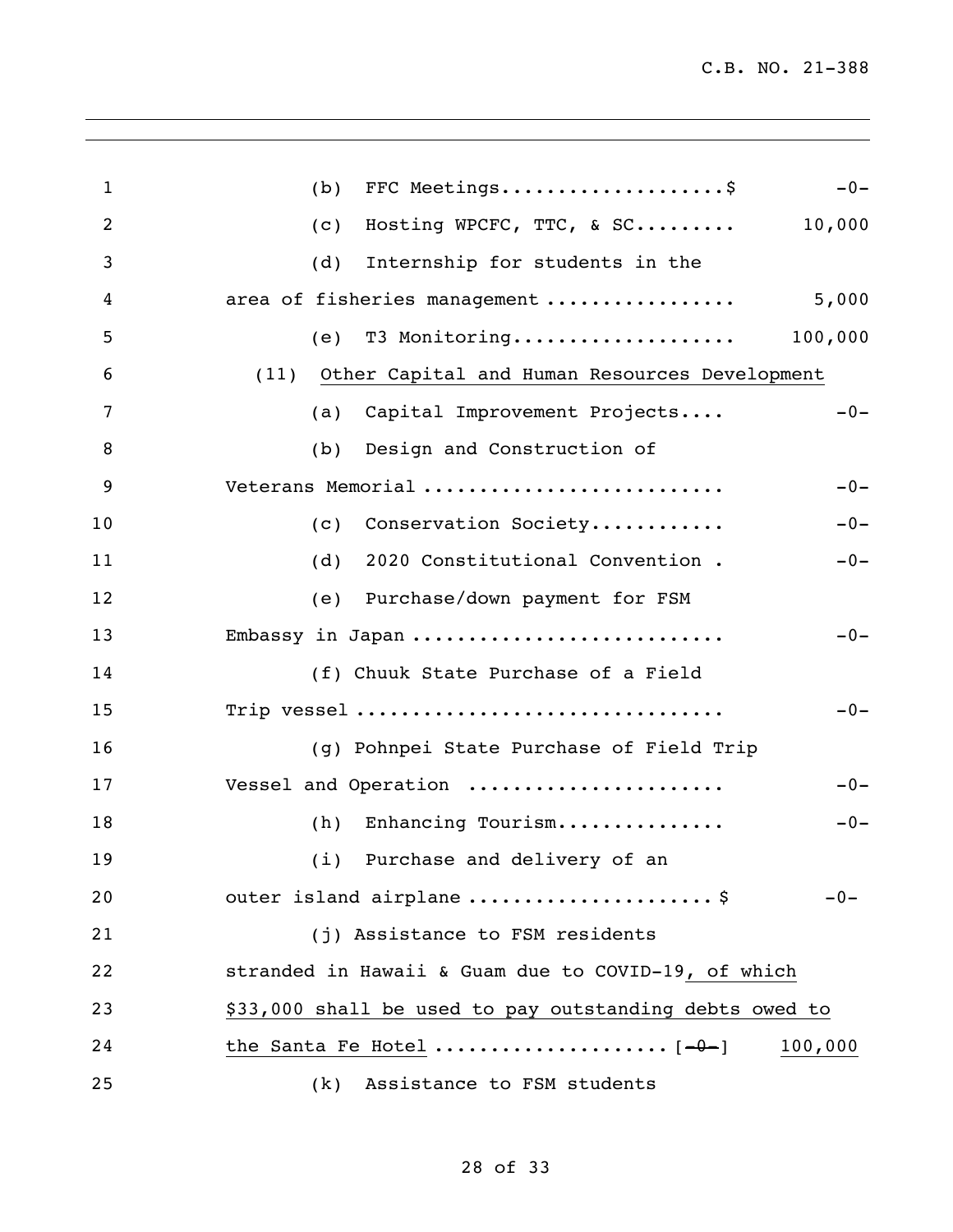(b) FFC Meetings....................$ -0-

(c) Hosting WPCFC, TTC, & SC......... 10,000

(d) Internship for students in the area of fisheries management ................. 5,000

(e) T3 Monitoring.................... 100,000

(11) Other Capital and Human Resources Development

(a) Capital Improvement Projects.... -0-

(b) Design and Construction of Veterans Memorial .......................... -0-

(c) Conservation Society............ -0-

(d) 2020 Constitutional Convention . -0-

(e) Purchase/down payment for FSM Embassy in Japan ........................... -0-

(f) Chuuk State Purchase of a Field Trip vessel ................................ -0-

(g) Pohnpei State Purchase of Field Trip Vessel and Operation ...................... -0-

(h) Enhancing Tourism............... -0-

(i) Purchase and delivery of an outer island airplane ..................... $ -0-

(j) Assistance to FSM residents stranded in Hawaii & Guam due to COVID-19, of which $33,000 shall be used to pay outstanding debts owed to the Santa Fe Hotel .................... [~~-0-~~] 100,000

(k) Assistance to FSM students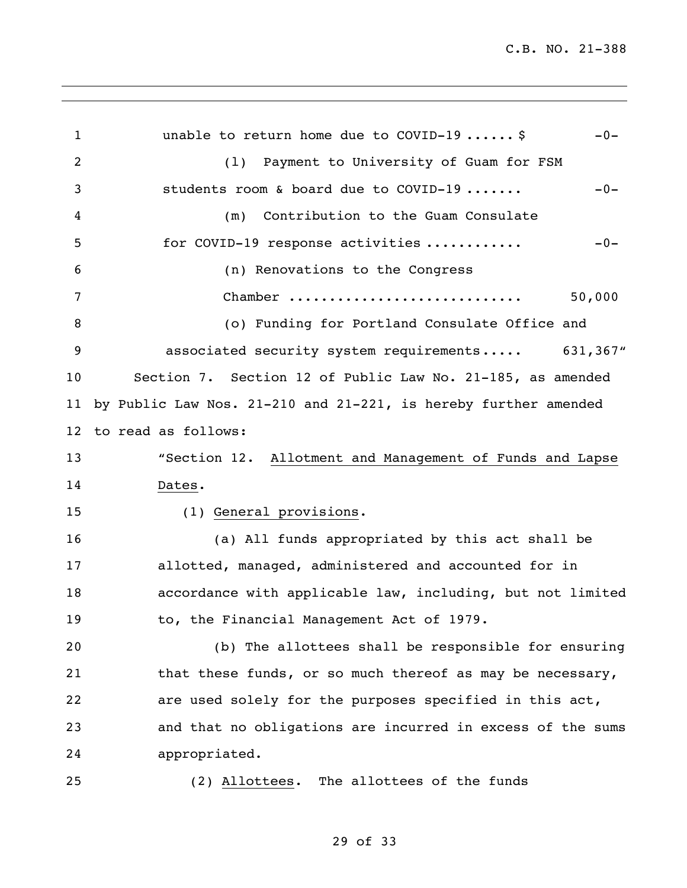unable to return home due to COVID-19 ...... $ -0-

(l) Payment to University of Guam for FSM students room & board due to COVID-19 ....... -0-

(m) Contribution to the Guam Consulate for COVID-19 response activities ........... -0-

(n) Renovations to the Congress Chamber ........................... 50,000

(o) Funding for Portland Consulate Office and associated security system requirements..... 631,367"

Section 7. Section 12 of Public Law No. 21-185, as amended by Public Law Nos. 21-210 and 21-221, is hereby further amended to read as follows:

"Section 12. Allotment and Management of Funds and Lapse Dates.

(1) General provisions.

(a) All funds appropriated by this act shall be allotted, managed, administered and accounted for in accordance with applicable law, including, but not limited to, the Financial Management Act of 1979.

(b) The allottees shall be responsible for ensuring that these funds, or so much thereof as may be necessary, are used solely for the purposes specified in this act, and that no obligations are incurred in excess of the sums appropriated.

(2) Allottees. The allottees of the funds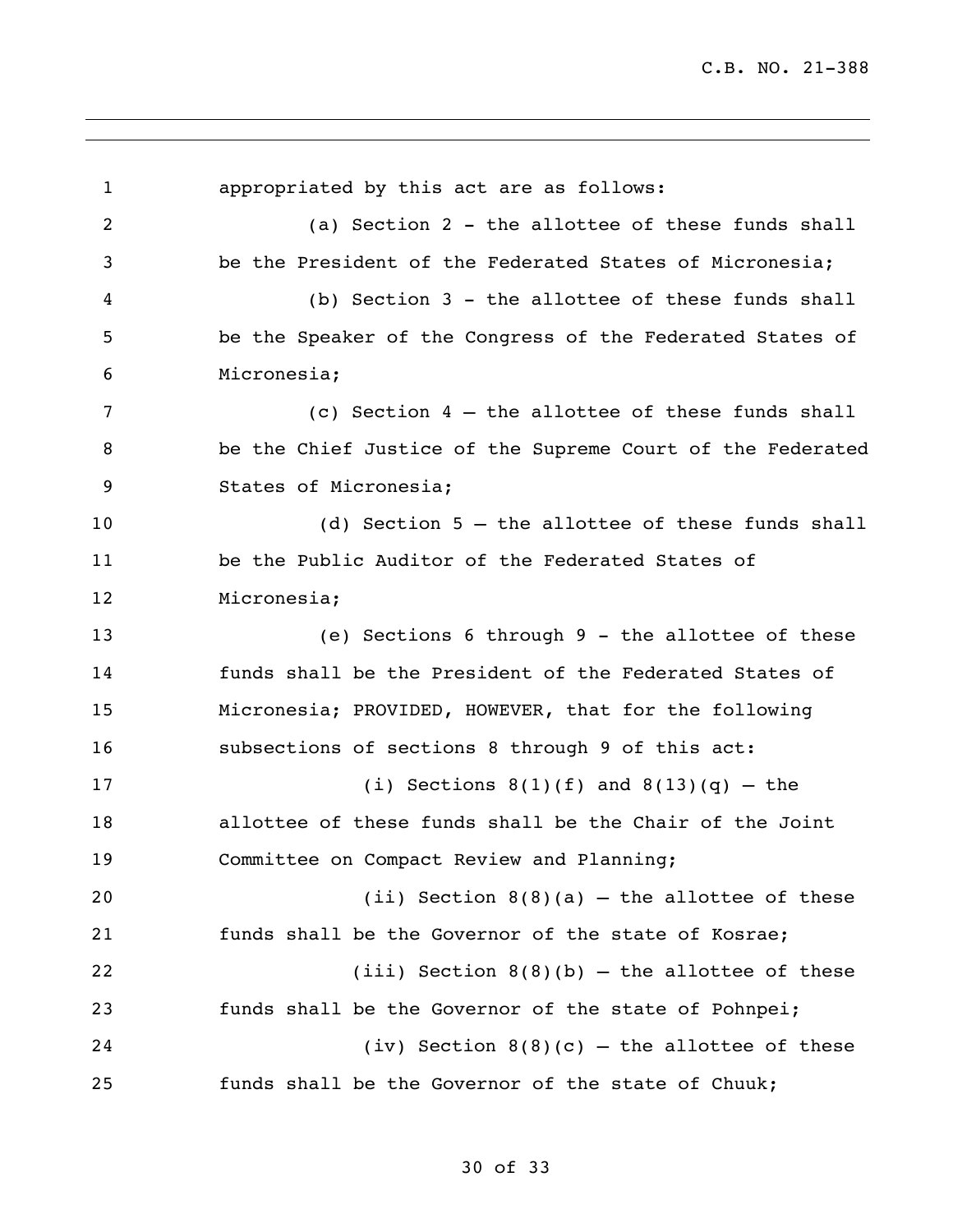appropriated by this act are as follows:

(a) Section 2 - the allottee of these funds shall be the President of the Federated States of Micronesia;

(b) Section 3 - the allottee of these funds shall be the Speaker of the Congress of the Federated States of Micronesia;

(c) Section 4 – the allottee of these funds shall be the Chief Justice of the Supreme Court of the Federated States of Micronesia;

(d) Section 5 – the allottee of these funds shall be the Public Auditor of the Federated States of Micronesia;

(e) Sections 6 through 9 - the allottee of these funds shall be the President of the Federated States of Micronesia; PROVIDED, HOWEVER, that for the following subsections of sections 8 through 9 of this act:

(i) Sections 8(1)(f) and 8(13)(q) – the allottee of these funds shall be the Chair of the Joint Committee on Compact Review and Planning;

(ii) Section 8(8)(a) – the allottee of these funds shall be the Governor of the state of Kosrae;

(iii) Section 8(8)(b) – the allottee of these funds shall be the Governor of the state of Pohnpei;

(iv) Section 8(8)(c) – the allottee of these funds shall be the Governor of the state of Chuuk;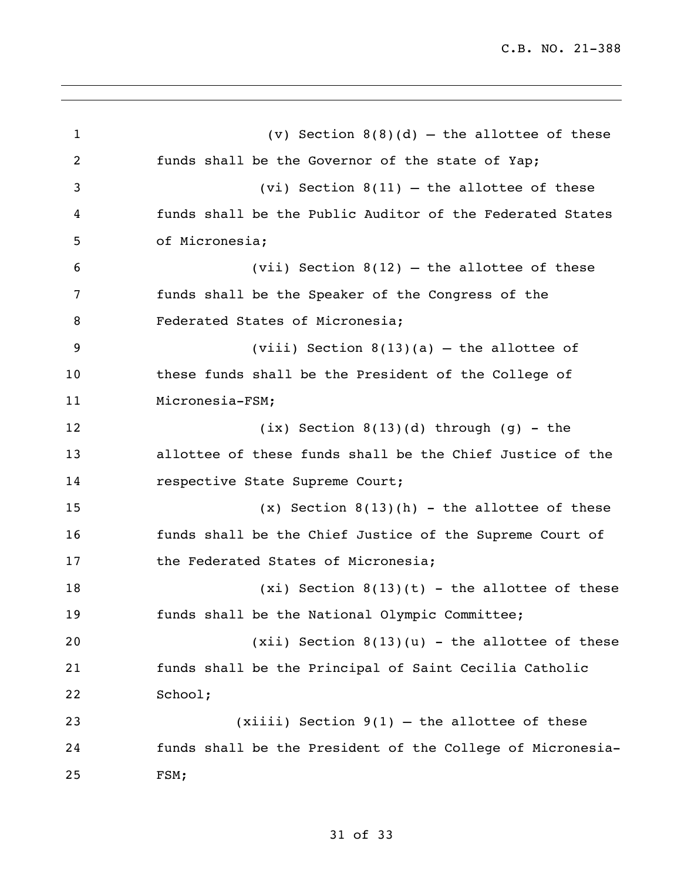(v) Section 8(8)(d) – the allottee of these funds shall be the Governor of the state of Yap;

(vi) Section 8(11) – the allottee of these funds shall be the Public Auditor of the Federated States of Micronesia;

(vii) Section 8(12) – the allottee of these funds shall be the Speaker of the Congress of the Federated States of Micronesia;

(viii) Section 8(13)(a) – the allottee of these funds shall be the President of the College of Micronesia-FSM;

(ix) Section 8(13)(d) through (g) - the allottee of these funds shall be the Chief Justice of the respective State Supreme Court;

(x) Section 8(13)(h) - the allottee of these funds shall be the Chief Justice of the Supreme Court of the Federated States of Micronesia;

(xi) Section 8(13)(t) - the allottee of these funds shall be the National Olympic Committee;

(xii) Section 8(13)(u) - the allottee of these funds shall be the Principal of Saint Cecilia Catholic School;

(xiiii) Section 9(1) – the allottee of these funds shall be the President of the College of Micronesia-FSM;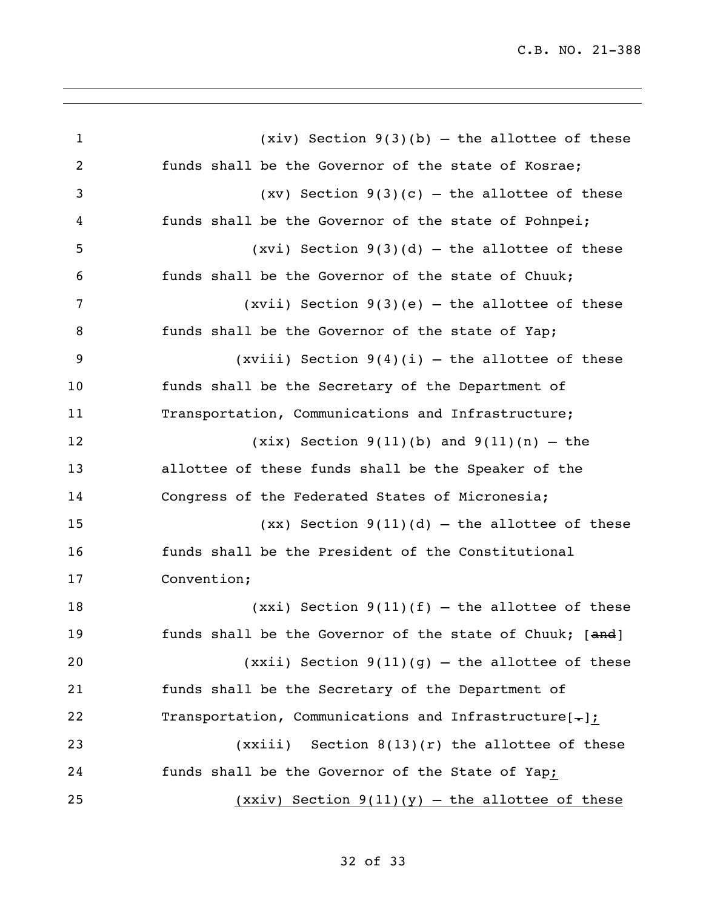(xiv) Section 9(3)(b) – the allottee of these funds shall be the Governor of the state of Kosrae;

(xv) Section 9(3)(c) – the allottee of these funds shall be the Governor of the state of Pohnpei;

(xvi) Section 9(3)(d) – the allottee of these funds shall be the Governor of the state of Chuuk;

(xvii) Section 9(3)(e) – the allottee of these funds shall be the Governor of the state of Yap;

(xviii) Section 9(4)(i) – the allottee of these funds shall be the Secretary of the Department of Transportation, Communications and Infrastructure;

(xix) Section 9(11)(b) and 9(11)(n) – the allottee of these funds shall be the Speaker of the Congress of the Federated States of Micronesia;

(xx) Section 9(11)(d) – the allottee of these funds shall be the President of the Constitutional Convention;

(xxi) Section 9(11)(f) – the allottee of these funds shall be the Governor of the state of Chuuk; [~~and~~]

(xxii) Section 9(11)(g) – the allottee of these funds shall be the Secretary of the Department of Transportation, Communications and Infrastructure[~~.~~];

(xxiii) Section 8(13)(r) the allottee of these funds shall be the Governor of the State of Yap;

(xxiv) Section 9(11)(y) – the allottee of these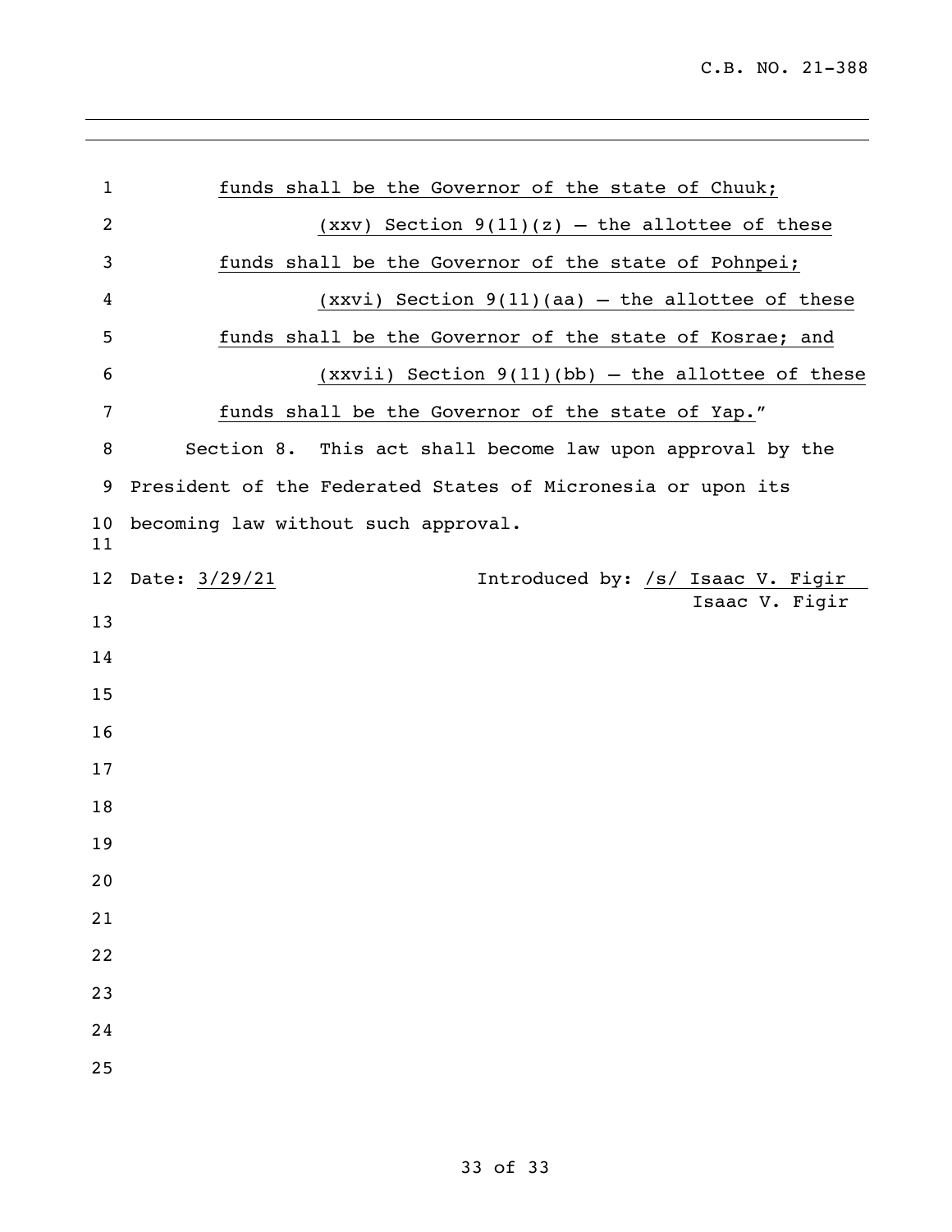funds shall be the Governor of the state of Chuuk;

(xxv) Section 9(11)(z) – the allottee of these funds shall be the Governor of the state of Pohnpei;

(xxvi) Section 9(11)(aa) – the allottee of these funds shall be the Governor of the state of Kosrae; and

(xxvii) Section 9(11)(bb) – the allottee of these funds shall be the Governor of the state of Yap."

Section 8. This act shall become law upon approval by the President of the Federated States of Micronesia or upon its becoming law without such approval.

Date: 3/29/21

Introduced by: /s/ Isaac V. Figir
Isaac V. Figir